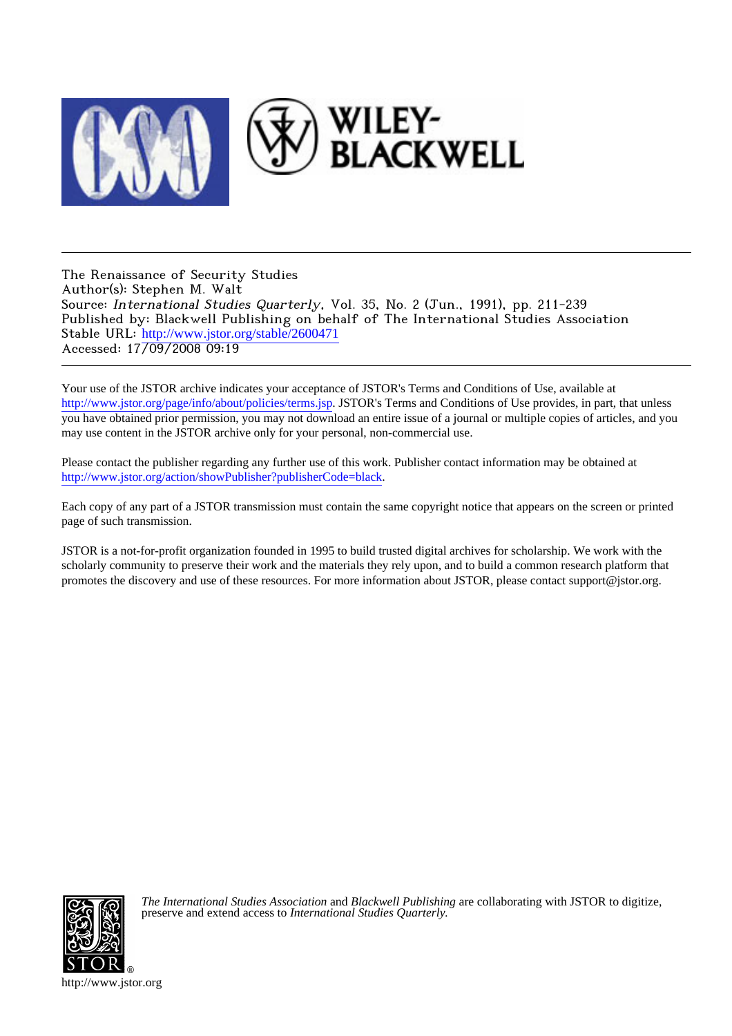The Renaissance of Security Studies
Author(s): Stephen M. Walt
Source: *International Studies Quarterly*, Vol. 35, No. 2 (Jun., 1991), pp. 211-239
Published by: Blackwell Publishing on behalf of The International Studies Association
Stable URL: http://www.jstor.org/stable/2600471
Accessed: 17/09/2008 09:19

---

Your use of the JSTOR archive indicates your acceptance of JSTOR's Terms and Conditions of Use, available at http://www.jstor.org/page/info/about/policies/terms.jsp. JSTOR's Terms and Conditions of Use provides, in part, that unless you have obtained prior permission, you may not download an entire issue of a journal or multiple copies of articles, and you may use content in the JSTOR archive only for your personal, non-commercial use.

Please contact the publisher regarding any further use of this work. Publisher contact information may be obtained at http://www.jstor.org/action/showPublisher?publisherCode=black.

Each copy of any part of a JSTOR transmission must contain the same copyright notice that appears on the screen or printed page of such transmission.

JSTOR is a not-for-profit organization founded in 1995 to build trusted digital archives for scholarship. We work with the scholarly community to preserve their work and the materials they rely upon, and to build a common research platform that promotes the discovery and use of these resources. For more information about JSTOR, please contact support@jstor.org.

*The International Studies Association* and *Blackwell Publishing* are collaborating with JSTOR to digitize, preserve and extend access to *International Studies Quarterly.*

http://www.jstor.org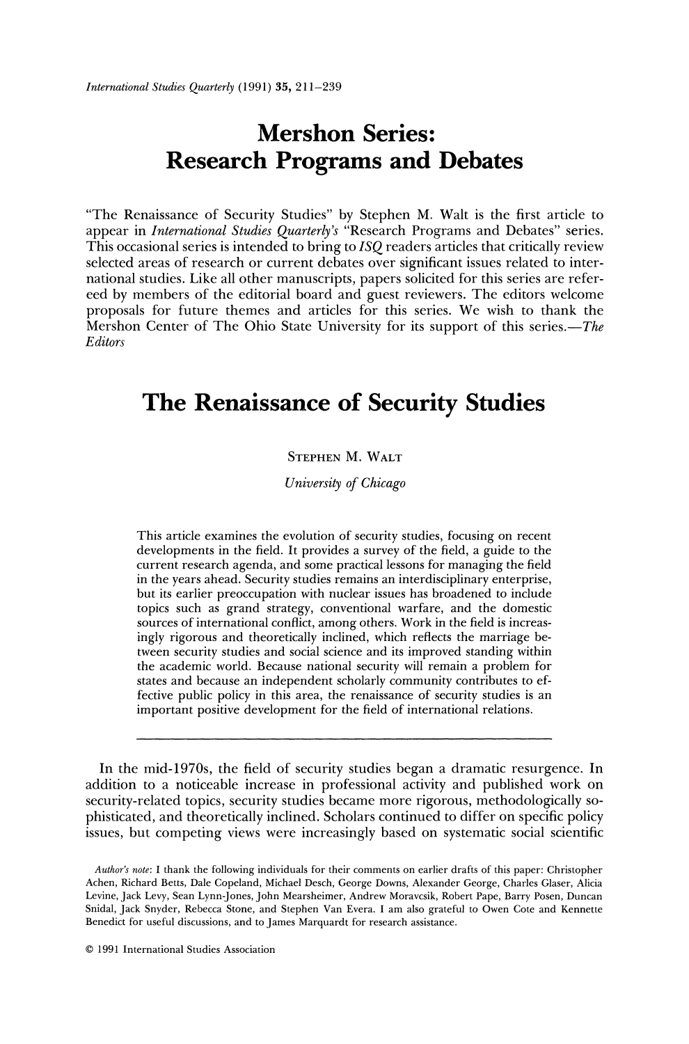# Mershon Series: Research Programs and Debates

"The Renaissance of Security Studies" by Stephen M. Walt is the first article to appear in *International Studies Quarterly's* "Research Programs and Debates" series. This occasional series is intended to bring to *ISQ* readers articles that critically review selected areas of research or current debates over significant issues related to international studies. Like all other manuscripts, papers solicited for this series are refereed by members of the editorial board and guest reviewers. The editors welcome proposals for future themes and articles for this series. We wish to thank the Mershon Center of The Ohio State University for its support of this series.—*The Editors*

# The Renaissance of Security Studies

STEPHEN M. WALT

*University of Chicago*

This article examines the evolution of security studies, focusing on recent developments in the field. It provides a survey of the field, a guide to the current research agenda, and some practical lessons for managing the field in the years ahead. Security studies remains an interdisciplinary enterprise, but its earlier preoccupation with nuclear issues has broadened to include topics such as grand strategy, conventional warfare, and the domestic sources of international conflict, among others. Work in the field is increasingly rigorous and theoretically inclined, which reflects the marriage between security studies and social science and its improved standing within the academic world. Because national security will remain a problem for states and because an independent scholarly community contributes to effective public policy in this area, the renaissance of security studies is an important positive development for the field of international relations.

In the mid-1970s, the field of security studies began a dramatic resurgence. In addition to a noticeable increase in professional activity and published work on security-related topics, security studies became more rigorous, methodologically sophisticated, and theoretically inclined. Scholars continued to differ on specific policy issues, but competing views were increasingly based on systematic social scientific

*Author's note*: I thank the following individuals for their comments on earlier drafts of this paper: Christopher Achen, Richard Betts, Dale Copeland, Michael Desch, George Downs, Alexander George, Charles Glaser, Alicia Levine, Jack Levy, Sean Lynn-Jones, John Mearsheimer, Andrew Moravcsik, Robert Pape, Barry Posen, Duncan Snidal, Jack Snyder, Rebecca Stone, and Stephen Van Evera. I am also grateful to Owen Cote and Kennette Benedict for useful discussions, and to James Marquardt for research assistance.

© 1991 International Studies Association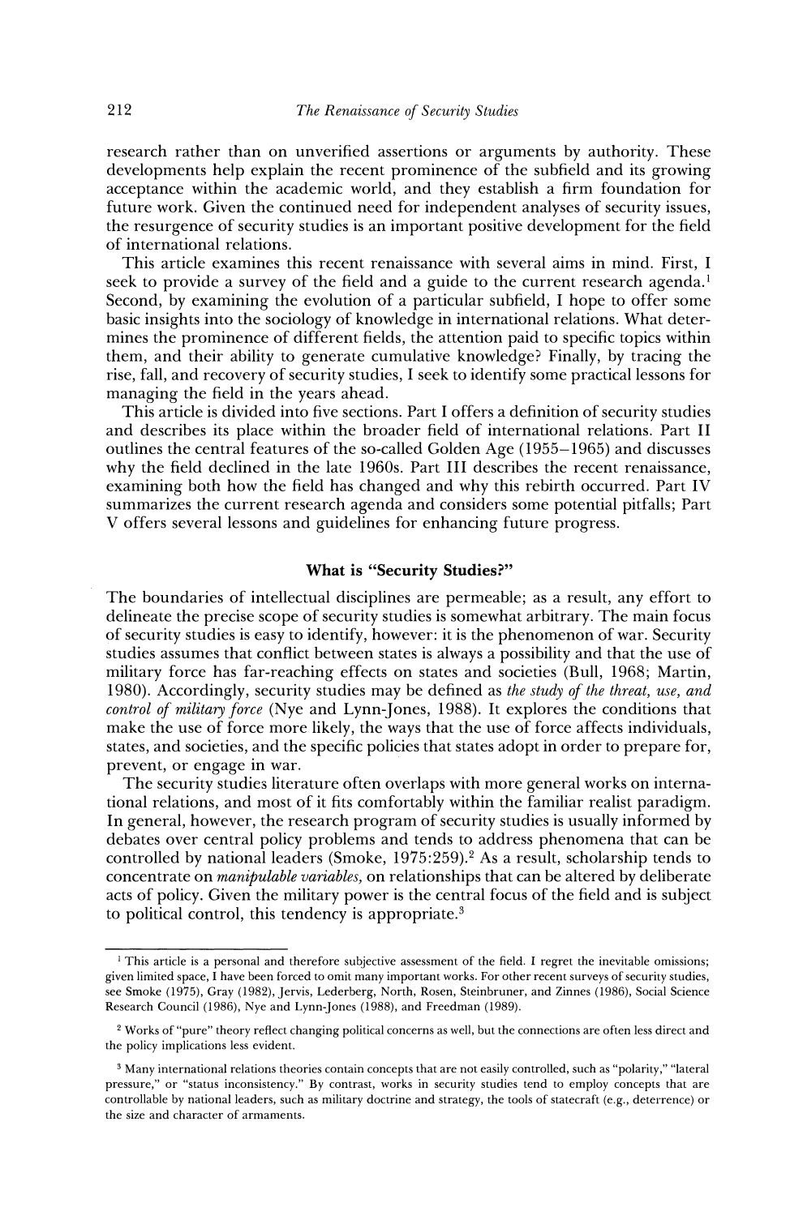research rather than on unverified assertions or arguments by authority. These developments help explain the recent prominence of the subfield and its growing acceptance within the academic world, and they establish a firm foundation for future work. Given the continued need for independent analyses of security issues, the resurgence of security studies is an important positive development for the field of international relations.

This article examines this recent renaissance with several aims in mind. First, I seek to provide a survey of the field and a guide to the current research agenda.[1] Second, by examining the evolution of a particular subfield, I hope to offer some basic insights into the sociology of knowledge in international relations. What determines the prominence of different fields, the attention paid to specific topics within them, and their ability to generate cumulative knowledge? Finally, by tracing the rise, fall, and recovery of security studies, I seek to identify some practical lessons for managing the field in the years ahead.

This article is divided into five sections. Part I offers a definition of security studies and describes its place within the broader field of international relations. Part II outlines the central features of the so-called Golden Age (1955–1965) and discusses why the field declined in the late 1960s. Part III describes the recent renaissance, examining both how the field has changed and why this rebirth occurred. Part IV summarizes the current research agenda and considers some potential pitfalls; Part V offers several lessons and guidelines for enhancing future progress.

## What is "Security Studies?"

The boundaries of intellectual disciplines are permeable; as a result, any effort to delineate the precise scope of security studies is somewhat arbitrary. The main focus of security studies is easy to identify, however: it is the phenomenon of war. Security studies assumes that conflict between states is always a possibility and that the use of military force has far-reaching effects on states and societies (Bull, 1968; Martin, 1980). Accordingly, security studies may be defined as *the study of the threat, use, and control of military force* (Nye and Lynn-Jones, 1988). It explores the conditions that make the use of force more likely, the ways that the use of force affects individuals, states, and societies, and the specific policies that states adopt in order to prepare for, prevent, or engage in war.

The security studies literature often overlaps with more general works on international relations, and most of it fits comfortably within the familiar realist paradigm. In general, however, the research program of security studies is usually informed by debates over central policy problems and tends to address phenomena that can be controlled by national leaders (Smoke, 1975:259).[2] As a result, scholarship tends to concentrate on *manipulable variables*, on relationships that can be altered by deliberate acts of policy. Given the military power is the central focus of the field and is subject to political control, this tendency is appropriate.[3]

---

[1] This article is a personal and therefore subjective assessment of the field. I regret the inevitable omissions; given limited space, I have been forced to omit many important works. For other recent surveys of security studies, see Smoke (1975), Gray (1982), Jervis, Lederberg, North, Rosen, Steinbruner, and Zinnes (1986), Social Science Research Council (1986), Nye and Lynn-Jones (1988), and Freedman (1989).

[2] Works of "pure" theory reflect changing political concerns as well, but the connections are often less direct and the policy implications less evident.

[3] Many international relations theories contain concepts that are not easily controlled, such as "polarity," "lateral pressure," or "status inconsistency." By contrast, works in security studies tend to employ concepts that are controllable by national leaders, such as military doctrine and strategy, the tools of statecraft (e.g., deterrence) or the size and character of armaments.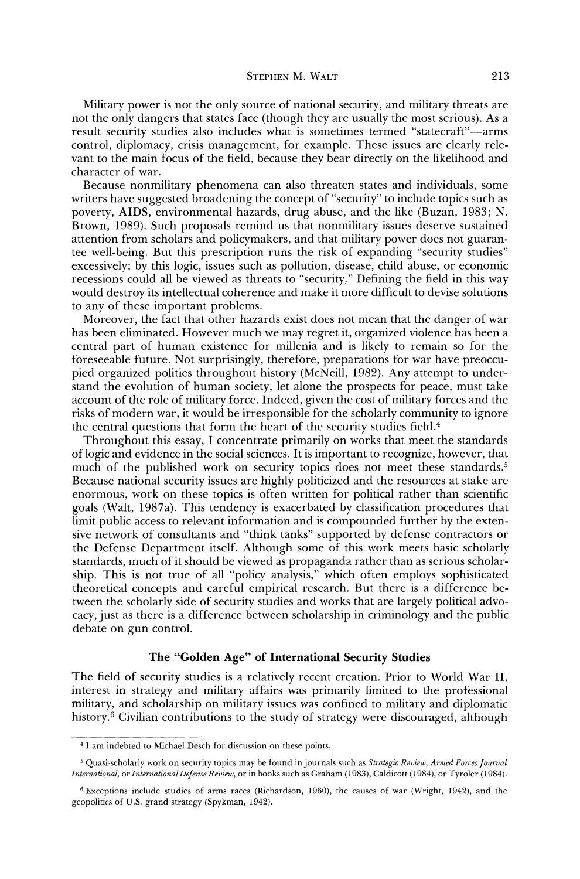Military power is not the only source of national security, and military threats are not the only dangers that states face (though they are usually the most serious). As a result security studies also includes what is sometimes termed "statecraft"—arms control, diplomacy, crisis management, for example. These issues are clearly relevant to the main focus of the field, because they bear directly on the likelihood and character of war.

Because nonmilitary phenomena can also threaten states and individuals, some writers have suggested broadening the concept of "security" to include topics such as poverty, AIDS, environmental hazards, drug abuse, and the like (Buzan, 1983; N. Brown, 1989). Such proposals remind us that nonmilitary issues deserve sustained attention from scholars and policymakers, and that military power does not guarantee well-being. But this prescription runs the risk of expanding "security studies" excessively; by this logic, issues such as pollution, disease, child abuse, or economic recessions could all be viewed as threats to "security." Defining the field in this way would destroy its intellectual coherence and make it more difficult to devise solutions to any of these important problems.

Moreover, the fact that other hazards exist does not mean that the danger of war has been eliminated. However much we may regret it, organized violence has been a central part of human existence for millenia and is likely to remain so for the foreseeable future. Not surprisingly, therefore, preparations for war have preoccupied organized polities throughout history (McNeill, 1982). Any attempt to understand the evolution of human society, let alone the prospects for peace, must take account of the role of military force. Indeed, given the cost of military forces and the risks of modern war, it would be irresponsible for the scholarly community to ignore the central questions that form the heart of the security studies field.[4]

Throughout this essay, I concentrate primarily on works that meet the standards of logic and evidence in the social sciences. It is important to recognize, however, that much of the published work on security topics does not meet these standards.[5] Because national security issues are highly politicized and the resources at stake are enormous, work on these topics is often written for political rather than scientific goals (Walt, 1987a). This tendency is exacerbated by classification procedures that limit public access to relevant information and is compounded further by the extensive network of consultants and "think tanks" supported by defense contractors or the Defense Department itself. Although some of this work meets basic scholarly standards, much of it should be viewed as propaganda rather than as serious scholarship. This is not true of all "policy analysis," which often employs sophisticated theoretical concepts and careful empirical research. But there is a difference between the scholarly side of security studies and works that are largely political advocacy, just as there is a difference between scholarship in criminology and the public debate on gun control.

## The "Golden Age" of International Security Studies

The field of security studies is a relatively recent creation. Prior to World War II, interest in strategy and military affairs was primarily limited to the professional military, and scholarship on military issues was confined to military and diplomatic history.[6] Civilian contributions to the study of strategy were discouraged, although

---

[4] I am indebted to Michael Desch for discussion on these points.

[5] Quasi-scholarly work on security topics may be found in journals such as *Strategic Review*, *Armed Forces Journal International*, or *International Defense Review*, or in books such as Graham (1983), Caldicott (1984), or Tyroler (1984).

[6] Exceptions include studies of arms races (Richardson, 1960), the causes of war (Wright, 1942), and the geopolitics of U.S. grand strategy (Spykman, 1942).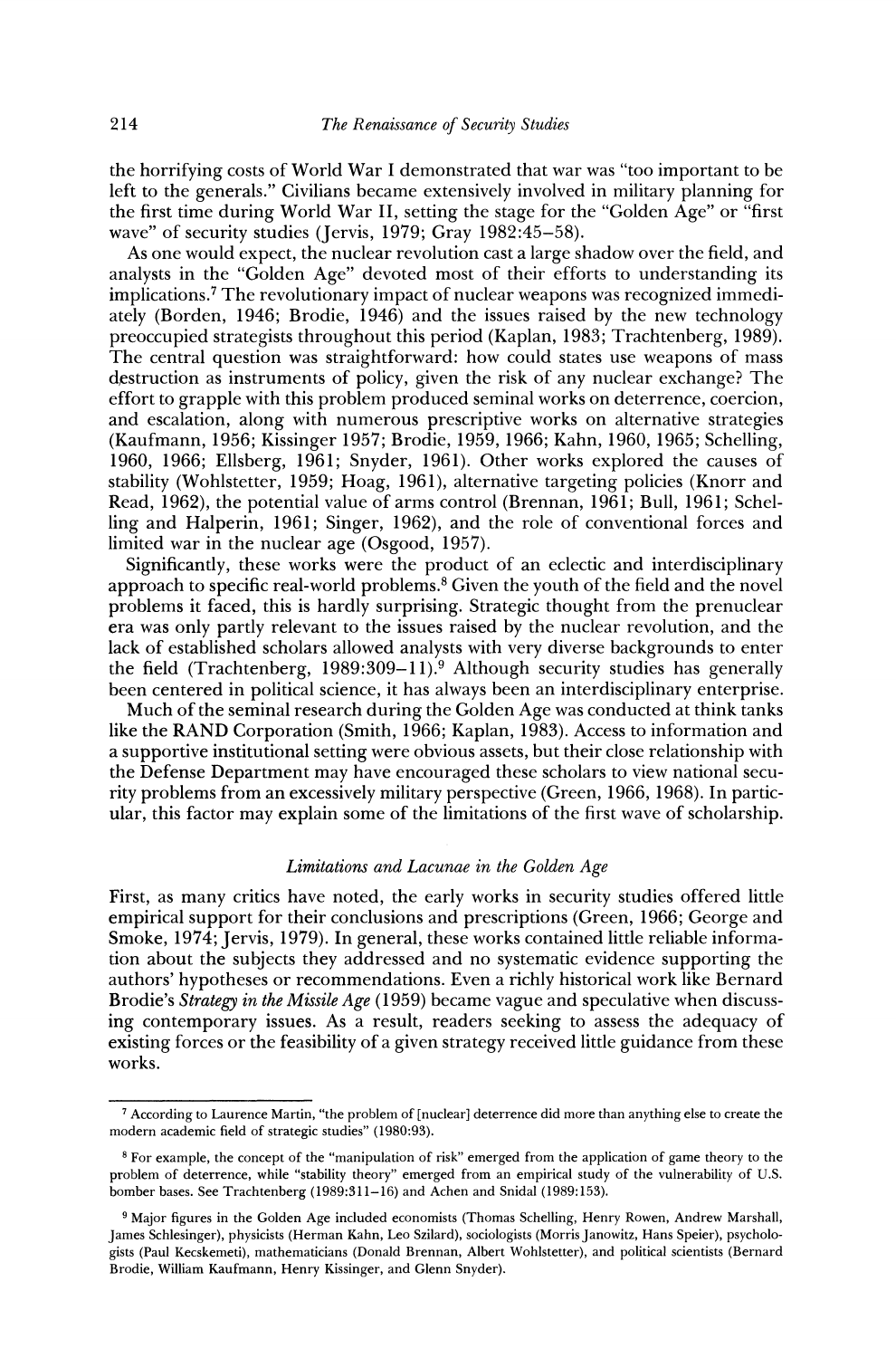the horrifying costs of World War I demonstrated that war was "too important to be left to the generals." Civilians became extensively involved in military planning for the first time during World War II, setting the stage for the "Golden Age" or "first wave" of security studies (Jervis, 1979; Gray 1982:45–58).

As one would expect, the nuclear revolution cast a large shadow over the field, and analysts in the "Golden Age" devoted most of their efforts to understanding its implications.[7] The revolutionary impact of nuclear weapons was recognized immediately (Borden, 1946; Brodie, 1946) and the issues raised by the new technology preoccupied strategists throughout this period (Kaplan, 1983; Trachtenberg, 1989). The central question was straightforward: how could states use weapons of mass destruction as instruments of policy, given the risk of any nuclear exchange? The effort to grapple with this problem produced seminal works on deterrence, coercion, and escalation, along with numerous prescriptive works on alternative strategies (Kaufmann, 1956; Kissinger 1957; Brodie, 1959, 1966; Kahn, 1960, 1965; Schelling, 1960, 1966; Ellsberg, 1961; Snyder, 1961). Other works explored the causes of stability (Wohlstetter, 1959; Hoag, 1961), alternative targeting policies (Knorr and Read, 1962), the potential value of arms control (Brennan, 1961; Bull, 1961; Schelling and Halperin, 1961; Singer, 1962), and the role of conventional forces and limited war in the nuclear age (Osgood, 1957).

Significantly, these works were the product of an eclectic and interdisciplinary approach to specific real-world problems.[8] Given the youth of the field and the novel problems it faced, this is hardly surprising. Strategic thought from the prenuclear era was only partly relevant to the issues raised by the nuclear revolution, and the lack of established scholars allowed analysts with very diverse backgrounds to enter the field (Trachtenberg, 1989:309–11).[9] Although security studies has generally been centered in political science, it has always been an interdisciplinary enterprise.

Much of the seminal research during the Golden Age was conducted at think tanks like the RAND Corporation (Smith, 1966; Kaplan, 1983). Access to information and a supportive institutional setting were obvious assets, but their close relationship with the Defense Department may have encouraged these scholars to view national security problems from an excessively military perspective (Green, 1966, 1968). In particular, this factor may explain some of the limitations of the first wave of scholarship.

### *Limitations and Lacunae in the Golden Age*

First, as many critics have noted, the early works in security studies offered little empirical support for their conclusions and prescriptions (Green, 1966; George and Smoke, 1974; Jervis, 1979). In general, these works contained little reliable information about the subjects they addressed and no systematic evidence supporting the authors' hypotheses or recommendations. Even a richly historical work like Bernard Brodie's *Strategy in the Missile Age* (1959) became vague and speculative when discussing contemporary issues. As a result, readers seeking to assess the adequacy of existing forces or the feasibility of a given strategy received little guidance from these works.

---

[7] According to Laurence Martin, "the problem of [nuclear] deterrence did more than anything else to create the modern academic field of strategic studies" (1980:93).

[8] For example, the concept of the "manipulation of risk" emerged from the application of game theory to the problem of deterrence, while "stability theory" emerged from an empirical study of the vulnerability of U.S. bomber bases. See Trachtenberg (1989:311–16) and Achen and Snidal (1989:153).

[9] Major figures in the Golden Age included economists (Thomas Schelling, Henry Rowen, Andrew Marshall, James Schlesinger), physicists (Herman Kahn, Leo Szilard), sociologists (Morris Janowitz, Hans Speier), psychologists (Paul Kecskemeti), mathematicians (Donald Brennan, Albert Wohlstetter), and political scientists (Bernard Brodie, William Kaufmann, Henry Kissinger, and Glenn Snyder).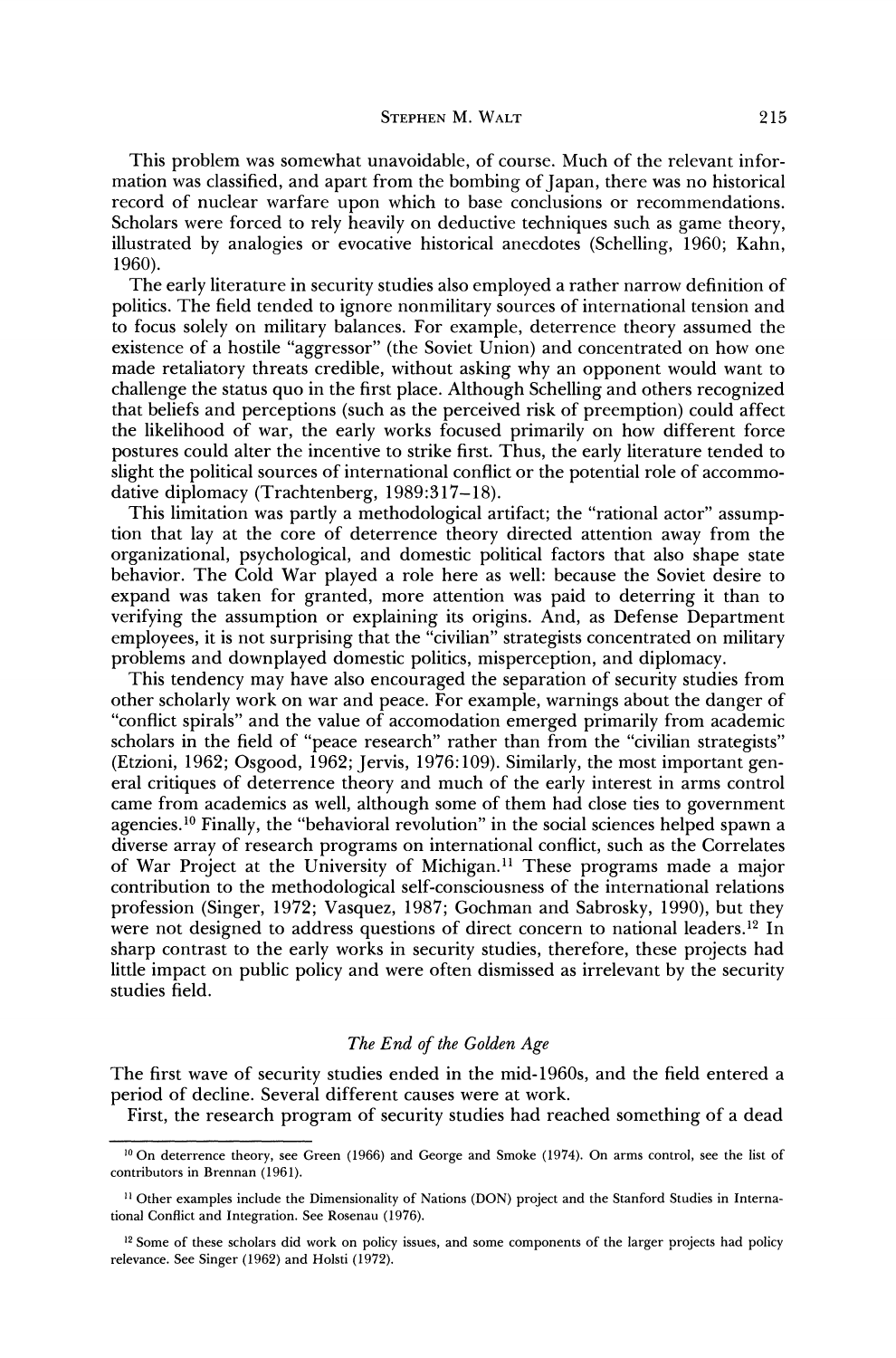This problem was somewhat unavoidable, of course. Much of the relevant information was classified, and apart from the bombing of Japan, there was no historical record of nuclear warfare upon which to base conclusions or recommendations. Scholars were forced to rely heavily on deductive techniques such as game theory, illustrated by analogies or evocative historical anecdotes (Schelling, 1960; Kahn, 1960).

The early literature in security studies also employed a rather narrow definition of politics. The field tended to ignore nonmilitary sources of international tension and to focus solely on military balances. For example, deterrence theory assumed the existence of a hostile "aggressor" (the Soviet Union) and concentrated on how one made retaliatory threats credible, without asking why an opponent would want to challenge the status quo in the first place. Although Schelling and others recognized that beliefs and perceptions (such as the perceived risk of preemption) could affect the likelihood of war, the early works focused primarily on how different force postures could alter the incentive to strike first. Thus, the early literature tended to slight the political sources of international conflict or the potential role of accommodative diplomacy (Trachtenberg, 1989:317–18).

This limitation was partly a methodological artifact; the "rational actor" assumption that lay at the core of deterrence theory directed attention away from the organizational, psychological, and domestic political factors that also shape state behavior. The Cold War played a role here as well: because the Soviet desire to expand was taken for granted, more attention was paid to deterring it than to verifying the assumption or explaining its origins. And, as Defense Department employees, it is not surprising that the "civilian" strategists concentrated on military problems and downplayed domestic politics, misperception, and diplomacy.

This tendency may have also encouraged the separation of security studies from other scholarly work on war and peace. For example, warnings about the danger of "conflict spirals" and the value of accomodation emerged primarily from academic scholars in the field of "peace research" rather than from the "civilian strategists" (Etzioni, 1962; Osgood, 1962; Jervis, 1976:109). Similarly, the most important general critiques of deterrence theory and much of the early interest in arms control came from academics as well, although some of them had close ties to government agencies.[10] Finally, the "behavioral revolution" in the social sciences helped spawn a diverse array of research programs on international conflict, such as the Correlates of War Project at the University of Michigan.[11] These programs made a major contribution to the methodological self-consciousness of the international relations profession (Singer, 1972; Vasquez, 1987; Gochman and Sabrosky, 1990), but they were not designed to address questions of direct concern to national leaders.[12] In sharp contrast to the early works in security studies, therefore, these projects had little impact on public policy and were often dismissed as irrelevant by the security studies field.

### *The End of the Golden Age*

The first wave of security studies ended in the mid-1960s, and the field entered a period of decline. Several different causes were at work.

First, the research program of security studies had reached something of a dead

---

[10] On deterrence theory, see Green (1966) and George and Smoke (1974). On arms control, see the list of contributors in Brennan (1961).

[11] Other examples include the Dimensionality of Nations (DON) project and the Stanford Studies in International Conflict and Integration. See Rosenau (1976).

[12] Some of these scholars did work on policy issues, and some components of the larger projects had policy relevance. See Singer (1962) and Holsti (1972).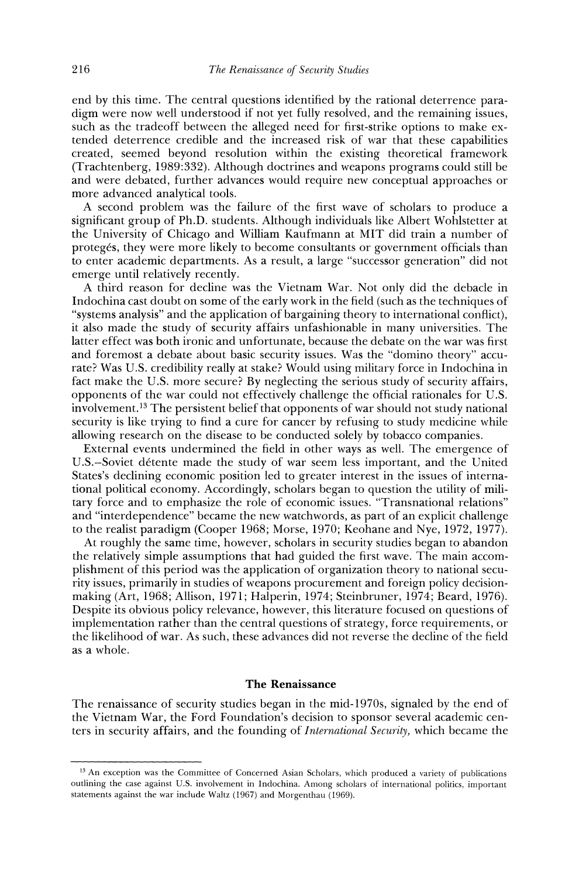end by this time. The central questions identified by the rational deterrence paradigm were now well understood if not yet fully resolved, and the remaining issues, such as the tradeoff between the alleged need for first-strike options to make extended deterrence credible and the increased risk of war that these capabilities created, seemed beyond resolution within the existing theoretical framework (Trachtenberg, 1989:332). Although doctrines and weapons programs could still be and were debated, further advances would require new conceptual approaches or more advanced analytical tools.

A second problem was the failure of the first wave of scholars to produce a significant group of Ph.D. students. Although individuals like Albert Wohlstetter at the University of Chicago and William Kaufmann at MIT did train a number of protegés, they were more likely to become consultants or government officials than to enter academic departments. As a result, a large "successor generation" did not emerge until relatively recently.

A third reason for decline was the Vietnam War. Not only did the debacle in Indochina cast doubt on some of the early work in the field (such as the techniques of "systems analysis" and the application of bargaining theory to international conflict), it also made the study of security affairs unfashionable in many universities. The latter effect was both ironic and unfortunate, because the debate on the war was first and foremost a debate about basic security issues. Was the "domino theory" accurate? Was U.S. credibility really at stake? Would using military force in Indochina in fact make the U.S. more secure? By neglecting the serious study of security affairs, opponents of the war could not effectively challenge the official rationales for U.S. involvement.[13] The persistent belief that opponents of war should not study national security is like trying to find a cure for cancer by refusing to study medicine while allowing research on the disease to be conducted solely by tobacco companies.

External events undermined the field in other ways as well. The emergence of U.S.–Soviet détente made the study of war seem less important, and the United States's declining economic position led to greater interest in the issues of international political economy. Accordingly, scholars began to question the utility of military force and to emphasize the role of economic issues. "Transnational relations" and "interdependence" became the new watchwords, as part of an explicit challenge to the realist paradigm (Cooper 1968; Morse, 1970; Keohane and Nye, 1972, 1977).

At roughly the same time, however, scholars in security studies began to abandon the relatively simple assumptions that had guided the first wave. The main accomplishment of this period was the application of organization theory to national security issues, primarily in studies of weapons procurement and foreign policy decision-making (Art, 1968; Allison, 1971; Halperin, 1974; Steinbruner, 1974; Beard, 1976). Despite its obvious policy relevance, however, this literature focused on questions of implementation rather than the central questions of strategy, force requirements, or the likelihood of war. As such, these advances did not reverse the decline of the field as a whole.

## The Renaissance

The renaissance of security studies began in the mid-1970s, signaled by the end of the Vietnam War, the Ford Foundation's decision to sponsor several academic centers in security affairs, and the founding of *International Security*, which became the

[13] An exception was the Committee of Concerned Asian Scholars, which produced a variety of publications outlining the case against U.S. involvement in Indochina. Among scholars of international politics, important statements against the war include Waltz (1967) and Morgenthau (1969).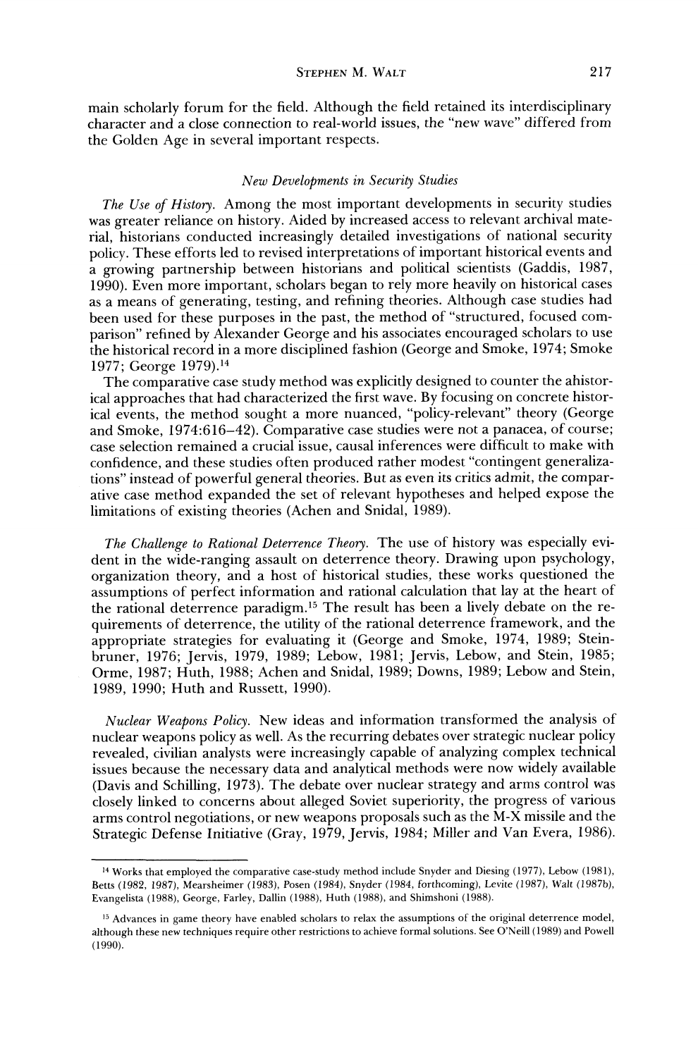main scholarly forum for the field. Although the field retained its interdisciplinary character and a close connection to real-world issues, the "new wave" differed from the Golden Age in several important respects.

### *New Developments in Security Studies*

*The Use of History.* Among the most important developments in security studies was greater reliance on history. Aided by increased access to relevant archival material, historians conducted increasingly detailed investigations of national security policy. These efforts led to revised interpretations of important historical events and a growing partnership between historians and political scientists (Gaddis, 1987, 1990). Even more important, scholars began to rely more heavily on historical cases as a means of generating, testing, and refining theories. Although case studies had been used for these purposes in the past, the method of "structured, focused comparison" refined by Alexander George and his associates encouraged scholars to use the historical record in a more disciplined fashion (George and Smoke, 1974; Smoke 1977; George 1979).[14]

The comparative case study method was explicitly designed to counter the ahistorical approaches that had characterized the first wave. By focusing on concrete historical events, the method sought a more nuanced, "policy-relevant" theory (George and Smoke, 1974:616–42). Comparative case studies were not a panacea, of course; case selection remained a crucial issue, causal inferences were difficult to make with confidence, and these studies often produced rather modest "contingent generalizations" instead of powerful general theories. But as even its critics admit, the comparative case method expanded the set of relevant hypotheses and helped expose the limitations of existing theories (Achen and Snidal, 1989).

*The Challenge to Rational Deterrence Theory.* The use of history was especially evident in the wide-ranging assault on deterrence theory. Drawing upon psychology, organization theory, and a host of historical studies, these works questioned the assumptions of perfect information and rational calculation that lay at the heart of the rational deterrence paradigm.[15] The result has been a lively debate on the requirements of deterrence, the utility of the rational deterrence framework, and the appropriate strategies for evaluating it (George and Smoke, 1974, 1989; Steinbruner, 1976; Jervis, 1979, 1989; Lebow, 1981; Jervis, Lebow, and Stein, 1985; Orme, 1987; Huth, 1988; Achen and Snidal, 1989; Downs, 1989; Lebow and Stein, 1989, 1990; Huth and Russett, 1990).

*Nuclear Weapons Policy.* New ideas and information transformed the analysis of nuclear weapons policy as well. As the recurring debates over strategic nuclear policy revealed, civilian analysts were increasingly capable of analyzing complex technical issues because the necessary data and analytical methods were now widely available (Davis and Schilling, 1973). The debate over nuclear strategy and arms control was closely linked to concerns about alleged Soviet superiority, the progress of various arms control negotiations, or new weapons proposals such as the M-X missile and the Strategic Defense Initiative (Gray, 1979, Jervis, 1984; Miller and Van Evera, 1986).

---

[14] Works that employed the comparative case-study method include Snyder and Diesing (1977), Lebow (1981), Betts (1982, 1987), Mearsheimer (1983), Posen (1984), Snyder (1984, forthcoming), Levite (1987), Walt (1987b), Evangelista (1988), George, Farley, Dallin (1988), Huth (1988), and Shimshoni (1988).

[15] Advances in game theory have enabled scholars to relax the assumptions of the original deterrence model, although these new techniques require other restrictions to achieve formal solutions. See O'Neill (1989) and Powell (1990).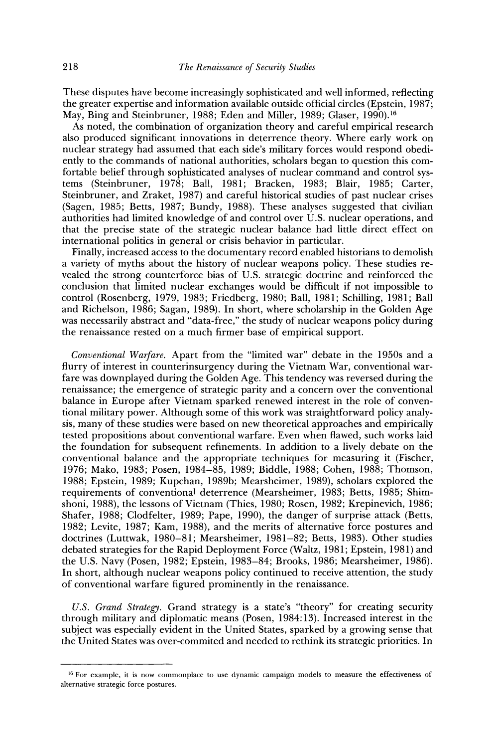These disputes have become increasingly sophisticated and well informed, reflecting the greater expertise and information available outside official circles (Epstein, 1987; May, Bing and Steinbruner, 1988; Eden and Miller, 1989; Glaser, 1990).[16]

As noted, the combination of organization theory and careful empirical research also produced significant innovations in deterrence theory. Where early work on nuclear strategy had assumed that each side's military forces would respond obediently to the commands of national authorities, scholars began to question this comfortable belief through sophisticated analyses of nuclear command and control systems (Steinbruner, 1978; Ball, 1981; Bracken, 1983; Blair, 1985; Carter, Steinbruner, and Zraket, 1987) and careful historical studies of past nuclear crises (Sagen, 1985; Betts, 1987; Bundy, 1988). These analyses suggested that civilian authorities had limited knowledge of and control over U.S. nuclear operations, and that the precise state of the strategic nuclear balance had little direct effect on international politics in general or crisis behavior in particular.

Finally, increased access to the documentary record enabled historians to demolish a variety of myths about the history of nuclear weapons policy. These studies revealed the strong counterforce bias of U.S. strategic doctrine and reinforced the conclusion that limited nuclear exchanges would be difficult if not impossible to control (Rosenberg, 1979, 1983; Friedberg, 1980; Ball, 1981; Schilling, 1981; Ball and Richelson, 1986; Sagan, 1989). In short, where scholarship in the Golden Age was necessarily abstract and "data-free," the study of nuclear weapons policy during the renaissance rested on a much firmer base of empirical support.

*Conventional Warfare.* Apart from the "limited war" debate in the 1950s and a flurry of interest in counterinsurgency during the Vietnam War, conventional warfare was downplayed during the Golden Age. This tendency was reversed during the renaissance; the emergence of strategic parity and a concern over the conventional balance in Europe after Vietnam sparked renewed interest in the role of conventional military power. Although some of this work was straightforward policy analysis, many of these studies were based on new theoretical approaches and empirically tested propositions about conventional warfare. Even when flawed, such works laid the foundation for subsequent refinements. In addition to a lively debate on the conventional balance and the appropriate techniques for measuring it (Fischer, 1976; Mako, 1983; Posen, 1984–85, 1989; Biddle, 1988; Cohen, 1988; Thomson, 1988; Epstein, 1989; Kupchan, 1989b; Mearsheimer, 1989), scholars explored the requirements of conventional deterrence (Mearsheimer, 1983; Betts, 1985; Shimshoni, 1988), the lessons of Vietnam (Thies, 1980; Rosen, 1982; Krepinevich, 1986; Shafer, 1988; Clodfelter, 1989; Pape, 1990), the danger of surprise attack (Betts, 1982; Levite, 1987; Kam, 1988), and the merits of alternative force postures and doctrines (Luttwak, 1980–81; Mearsheimer, 1981–82; Betts, 1983). Other studies debated strategies for the Rapid Deployment Force (Waltz, 1981; Epstein, 1981) and the U.S. Navy (Posen, 1982; Epstein, 1983–84; Brooks, 1986; Mearsheimer, 1986). In short, although nuclear weapons policy continued to receive attention, the study of conventional warfare figured prominently in the renaissance.

*U.S. Grand Strategy.* Grand strategy is a state's "theory" for creating security through military and diplomatic means (Posen, 1984:13). Increased interest in the subject was especially evident in the United States, sparked by a growing sense that the United States was over-commited and needed to rethink its strategic priorities. In

[16] For example, it is now commonplace to use dynamic campaign models to measure the effectiveness of alternative strategic force postures.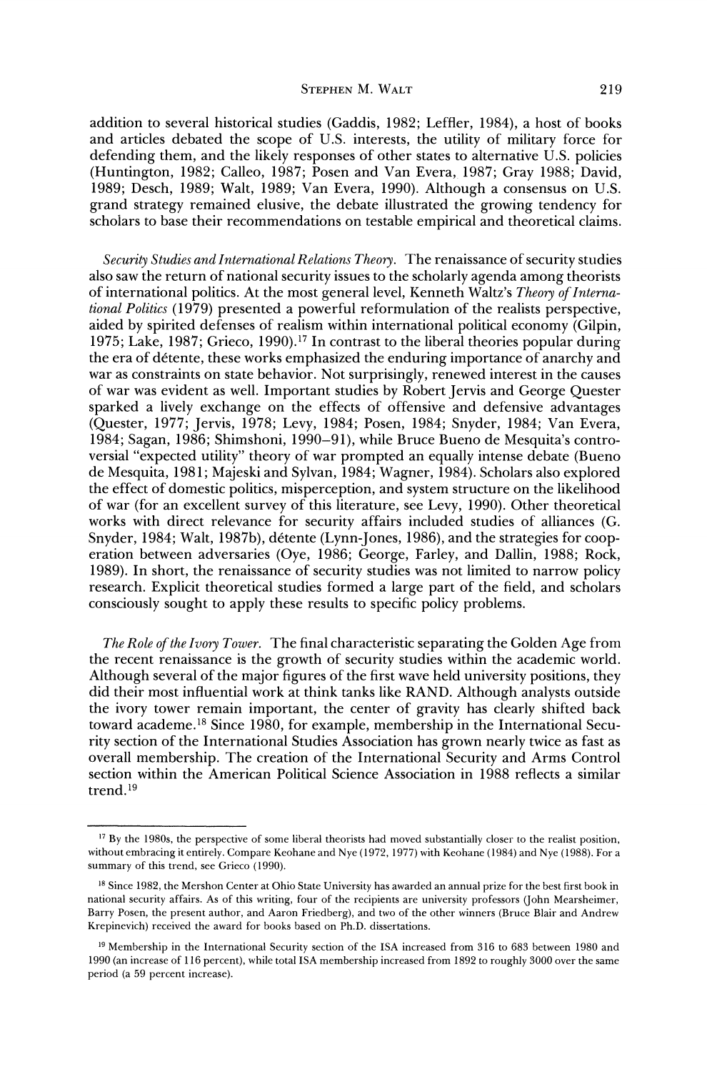addition to several historical studies (Gaddis, 1982; Leffler, 1984), a host of books and articles debated the scope of U.S. interests, the utility of military force for defending them, and the likely responses of other states to alternative U.S. policies (Huntington, 1982; Calleo, 1987; Posen and Van Evera, 1987; Gray 1988; David, 1989; Desch, 1989; Walt, 1989; Van Evera, 1990). Although a consensus on U.S. grand strategy remained elusive, the debate illustrated the growing tendency for scholars to base their recommendations on testable empirical and theoretical claims.

*Security Studies and International Relations Theory.* The renaissance of security studies also saw the return of national security issues to the scholarly agenda among theorists of international politics. At the most general level, Kenneth Waltz's *Theory of International Politics* (1979) presented a powerful reformulation of the realists perspective, aided by spirited defenses of realism within international political economy (Gilpin, 1975; Lake, 1987; Grieco, 1990).[17] In contrast to the liberal theories popular during the era of détente, these works emphasized the enduring importance of anarchy and war as constraints on state behavior. Not surprisingly, renewed interest in the causes of war was evident as well. Important studies by Robert Jervis and George Quester sparked a lively exchange on the effects of offensive and defensive advantages (Quester, 1977; Jervis, 1978; Levy, 1984; Posen, 1984; Snyder, 1984; Van Evera, 1984; Sagan, 1986; Shimshoni, 1990–91), while Bruce Bueno de Mesquita's controversial "expected utility" theory of war prompted an equally intense debate (Bueno de Mesquita, 1981; Majeski and Sylvan, 1984; Wagner, 1984). Scholars also explored the effect of domestic politics, misperception, and system structure on the likelihood of war (for an excellent survey of this literature, see Levy, 1990). Other theoretical works with direct relevance for security affairs included studies of alliances (G. Snyder, 1984; Walt, 1987b), détente (Lynn-Jones, 1986), and the strategies for cooperation between adversaries (Oye, 1986; George, Farley, and Dallin, 1988; Rock, 1989). In short, the renaissance of security studies was not limited to narrow policy research. Explicit theoretical studies formed a large part of the field, and scholars consciously sought to apply these results to specific policy problems.

*The Role of the Ivory Tower.* The final characteristic separating the Golden Age from the recent renaissance is the growth of security studies within the academic world. Although several of the major figures of the first wave held university positions, they did their most influential work at think tanks like RAND. Although analysts outside the ivory tower remain important, the center of gravity has clearly shifted back toward academe.[18] Since 1980, for example, membership in the International Security section of the International Studies Association has grown nearly twice as fast as overall membership. The creation of the International Security and Arms Control section within the American Political Science Association in 1988 reflects a similar trend.[19]

---

[17] By the 1980s, the perspective of some liberal theorists had moved substantially closer to the realist position, without embracing it entirely. Compare Keohane and Nye (1972, 1977) with Keohane (1984) and Nye (1988). For a summary of this trend, see Grieco (1990).

[18] Since 1982, the Mershon Center at Ohio State University has awarded an annual prize for the best first book in national security affairs. As of this writing, four of the recipients are university professors (John Mearsheimer, Barry Posen, the present author, and Aaron Friedberg), and two of the other winners (Bruce Blair and Andrew Krepinevich) received the award for books based on Ph.D. dissertations.

[19] Membership in the International Security section of the ISA increased from 316 to 683 between 1980 and 1990 (an increase of 116 percent), while total ISA membership increased from 1892 to roughly 3000 over the same period (a 59 percent increase).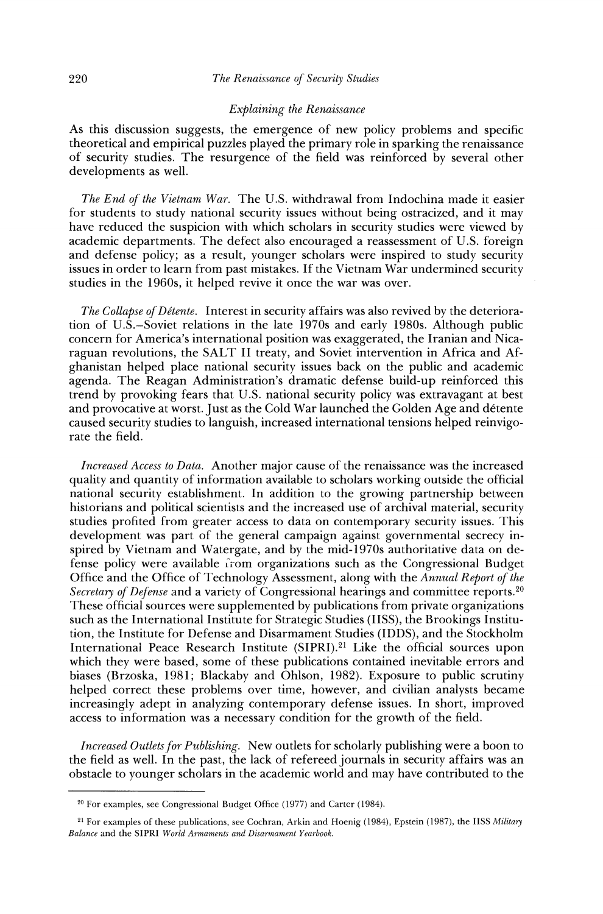### *Explaining the Renaissance*

As this discussion suggests, the emergence of new policy problems and specific theoretical and empirical puzzles played the primary role in sparking the renaissance of security studies. The resurgence of the field was reinforced by several other developments as well.

*The End of the Vietnam War.* The U.S. withdrawal from Indochina made it easier for students to study national security issues without being ostracized, and it may have reduced the suspicion with which scholars in security studies were viewed by academic departments. The defect also encouraged a reassessment of U.S. foreign and defense policy; as a result, younger scholars were inspired to study security issues in order to learn from past mistakes. If the Vietnam War undermined security studies in the 1960s, it helped revive it once the war was over.

*The Collapse of Détente.* Interest in security affairs was also revived by the deterioration of U.S.–Soviet relations in the late 1970s and early 1980s. Although public concern for America's international position was exaggerated, the Iranian and Nicaraguan revolutions, the SALT II treaty, and Soviet intervention in Africa and Afghanistan helped place national security issues back on the public and academic agenda. The Reagan Administration's dramatic defense build-up reinforced this trend by provoking fears that U.S. national security policy was extravagant at best and provocative at worst. Just as the Cold War launched the Golden Age and détente caused security studies to languish, increased international tensions helped reinvigorate the field.

*Increased Access to Data.* Another major cause of the renaissance was the increased quality and quantity of information available to scholars working outside the official national security establishment. In addition to the growing partnership between historians and political scientists and the increased use of archival material, security studies profited from greater access to data on contemporary security issues. This development was part of the general campaign against governmental secrecy inspired by Vietnam and Watergate, and by the mid-1970s authoritative data on defense policy were available from organizations such as the Congressional Budget Office and the Office of Technology Assessment, along with the *Annual Report of the Secretary of Defense* and a variety of Congressional hearings and committee reports.[20] These official sources were supplemented by publications from private organizations such as the International Institute for Strategic Studies (IISS), the Brookings Institution, the Institute for Defense and Disarmament Studies (IDDS), and the Stockholm International Peace Research Institute (SIPRI).[21] Like the official sources upon which they were based, some of these publications contained inevitable errors and biases (Brzoska, 1981; Blackaby and Ohlson, 1982). Exposure to public scrutiny helped correct these problems over time, however, and civilian analysts became increasingly adept in analyzing contemporary defense issues. In short, improved access to information was a necessary condition for the growth of the field.

*Increased Outlets for Publishing.* New outlets for scholarly publishing were a boon to the field as well. In the past, the lack of refereed journals in security affairs was an obstacle to younger scholars in the academic world and may have contributed to the

---

[20] For examples, see Congressional Budget Office (1977) and Carter (1984).

[21] For examples of these publications, see Cochran, Arkin and Hoenig (1984), Epstein (1987), the IISS *Military Balance* and the SIPRI *World Armaments and Disarmament Yearbook.*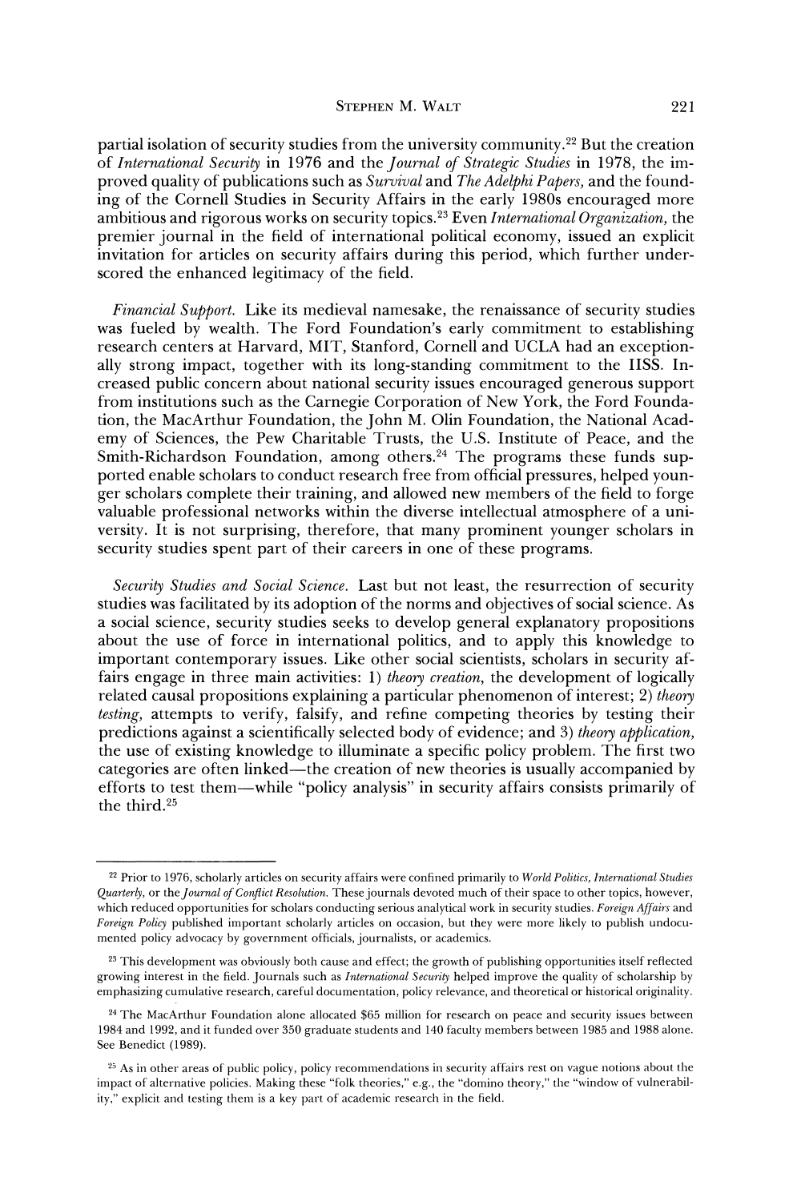partial isolation of security studies from the university community.[22] But the creation of *International Security* in 1976 and the *Journal of Strategic Studies* in 1978, the improved quality of publications such as *Survival* and *The Adelphi Papers*, and the founding of the Cornell Studies in Security Affairs in the early 1980s encouraged more ambitious and rigorous works on security topics.[23] Even *International Organization*, the premier journal in the field of international political economy, issued an explicit invitation for articles on security affairs during this period, which further underscored the enhanced legitimacy of the field.

*Financial Support.* Like its medieval namesake, the renaissance of security studies was fueled by wealth. The Ford Foundation's early commitment to establishing research centers at Harvard, MIT, Stanford, Cornell and UCLA had an exceptionally strong impact, together with its long-standing commitment to the IISS. Increased public concern about national security issues encouraged generous support from institutions such as the Carnegie Corporation of New York, the Ford Foundation, the MacArthur Foundation, the John M. Olin Foundation, the National Academy of Sciences, the Pew Charitable Trusts, the U.S. Institute of Peace, and the Smith-Richardson Foundation, among others.[24] The programs these funds supported enable scholars to conduct research free from official pressures, helped younger scholars complete their training, and allowed new members of the field to forge valuable professional networks within the diverse intellectual atmosphere of a university. It is not surprising, therefore, that many prominent younger scholars in security studies spent part of their careers in one of these programs.

*Security Studies and Social Science.* Last but not least, the resurrection of security studies was facilitated by its adoption of the norms and objectives of social science. As a social science, security studies seeks to develop general explanatory propositions about the use of force in international politics, and to apply this knowledge to important contemporary issues. Like other social scientists, scholars in security affairs engage in three main activities: 1) *theory creation*, the development of logically related causal propositions explaining a particular phenomenon of interest; 2) *theory testing*, attempts to verify, falsify, and refine competing theories by testing their predictions against a scientifically selected body of evidence; and 3) *theory application*, the use of existing knowledge to illuminate a specific policy problem. The first two categories are often linked—the creation of new theories is usually accompanied by efforts to test them—while "policy analysis" in security affairs consists primarily of the third.[25]

---

[22] Prior to 1976, scholarly articles on security affairs were confined primarily to *World Politics*, *International Studies Quarterly*, or the *Journal of Conflict Resolution*. These journals devoted much of their space to other topics, however, which reduced opportunities for scholars conducting serious analytical work in security studies. *Foreign Affairs* and *Foreign Policy* published important scholarly articles on occasion, but they were more likely to publish undocumented policy advocacy by government officials, journalists, or academics.

[23] This development was obviously both cause and effect; the growth of publishing opportunities itself reflected growing interest in the field. Journals such as *International Security* helped improve the quality of scholarship by emphasizing cumulative research, careful documentation, policy relevance, and theoretical or historical originality.

[24] The MacArthur Foundation alone allocated $65 million for research on peace and security issues between 1984 and 1992, and it funded over 350 graduate students and 140 faculty members between 1985 and 1988 alone. See Benedict (1989).

[25] As in other areas of public policy, policy recommendations in security affairs rest on vague notions about the impact of alternative policies. Making these "folk theories," e.g., the "domino theory," the "window of vulnerability," explicit and testing them is a key part of academic research in the field.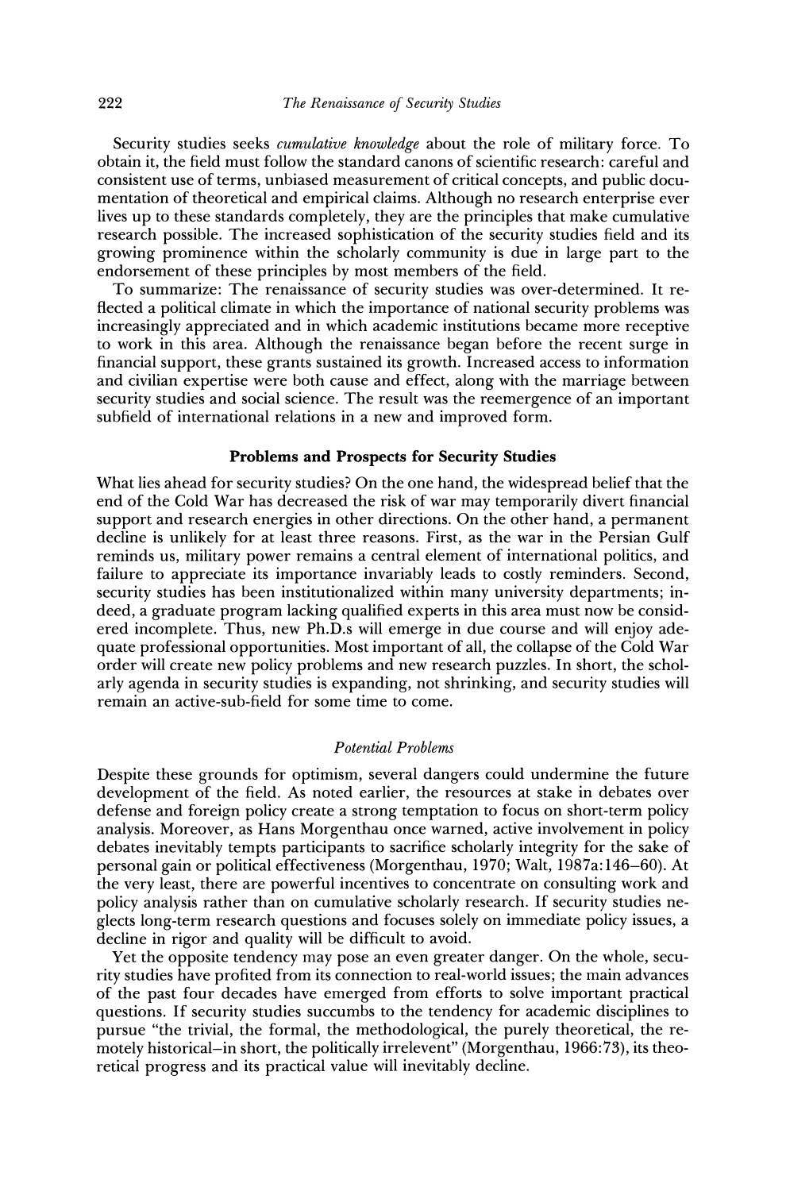Security studies seeks *cumulative knowledge* about the role of military force. To obtain it, the field must follow the standard canons of scientific research: careful and consistent use of terms, unbiased measurement of critical concepts, and public documentation of theoretical and empirical claims. Although no research enterprise ever lives up to these standards completely, they are the principles that make cumulative research possible. The increased sophistication of the security studies field and its growing prominence within the scholarly community is due in large part to the endorsement of these principles by most members of the field.

To summarize: The renaissance of security studies was over-determined. It reflected a political climate in which the importance of national security problems was increasingly appreciated and in which academic institutions became more receptive to work in this area. Although the renaissance began before the recent surge in financial support, these grants sustained its growth. Increased access to information and civilian expertise were both cause and effect, along with the marriage between security studies and social science. The result was the reemergence of an important subfield of international relations in a new and improved form.

## Problems and Prospects for Security Studies

What lies ahead for security studies? On the one hand, the widespread belief that the end of the Cold War has decreased the risk of war may temporarily divert financial support and research energies in other directions. On the other hand, a permanent decline is unlikely for at least three reasons. First, as the war in the Persian Gulf reminds us, military power remains a central element of international politics, and failure to appreciate its importance invariably leads to costly reminders. Second, security studies has been institutionalized within many university departments; indeed, a graduate program lacking qualified experts in this area must now be considered incomplete. Thus, new Ph.D.s will emerge in due course and will enjoy adequate professional opportunities. Most important of all, the collapse of the Cold War order will create new policy problems and new research puzzles. In short, the scholarly agenda in security studies is expanding, not shrinking, and security studies will remain an active-sub-field for some time to come.

### *Potential Problems*

Despite these grounds for optimism, several dangers could undermine the future development of the field. As noted earlier, the resources at stake in debates over defense and foreign policy create a strong temptation to focus on short-term policy analysis. Moreover, as Hans Morgenthau once warned, active involvement in policy debates inevitably tempts participants to sacrifice scholarly integrity for the sake of personal gain or political effectiveness (Morgenthau, 1970; Walt, 1987a:146–60). At the very least, there are powerful incentives to concentrate on consulting work and policy analysis rather than on cumulative scholarly research. If security studies neglects long-term research questions and focuses solely on immediate policy issues, a decline in rigor and quality will be difficult to avoid.

Yet the opposite tendency may pose an even greater danger. On the whole, security studies have profited from its connection to real-world issues; the main advances of the past four decades have emerged from efforts to solve important practical questions. If security studies succumbs to the tendency for academic disciplines to pursue "the trivial, the formal, the methodological, the purely theoretical, the remotely historical–in short, the politically irrelevent" (Morgenthau, 1966:73), its theoretical progress and its practical value will inevitably decline.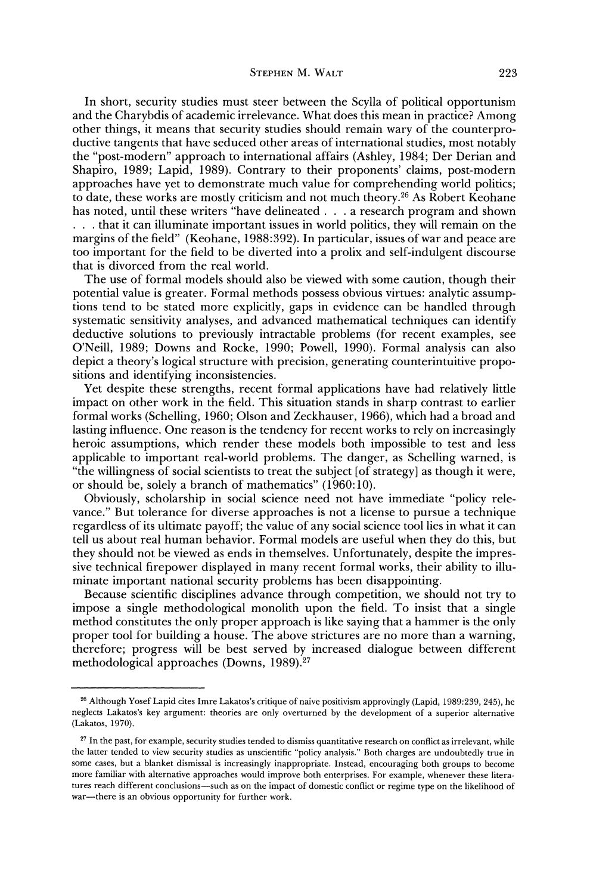In short, security studies must steer between the Scylla of political opportunism and the Charybdis of academic irrelevance. What does this mean in practice? Among other things, it means that security studies should remain wary of the counterproductive tangents that have seduced other areas of international studies, most notably the "post-modern" approach to international affairs (Ashley, 1984; Der Derian and Shapiro, 1989; Lapid, 1989). Contrary to their proponents' claims, post-modern approaches have yet to demonstrate much value for comprehending world politics; to date, these works are mostly criticism and not much theory.[26] As Robert Keohane has noted, until these writers "have delineated . . . a research program and shown . . . that it can illuminate important issues in world politics, they will remain on the margins of the field" (Keohane, 1988:392). In particular, issues of war and peace are too important for the field to be diverted into a prolix and self-indulgent discourse that is divorced from the real world.

The use of formal models should also be viewed with some caution, though their potential value is greater. Formal methods possess obvious virtues: analytic assumptions tend to be stated more explicitly, gaps in evidence can be handled through systematic sensitivity analyses, and advanced mathematical techniques can identify deductive solutions to previously intractable problems (for recent examples, see O'Neill, 1989; Downs and Rocke, 1990; Powell, 1990). Formal analysis can also depict a theory's logical structure with precision, generating counterintuitive propositions and identifying inconsistencies.

Yet despite these strengths, recent formal applications have had relatively little impact on other work in the field. This situation stands in sharp contrast to earlier formal works (Schelling, 1960; Olson and Zeckhauser, 1966), which had a broad and lasting influence. One reason is the tendency for recent works to rely on increasingly heroic assumptions, which render these models both impossible to test and less applicable to important real-world problems. The danger, as Schelling warned, is "the willingness of social scientists to treat the subject [of strategy] as though it were, or should be, solely a branch of mathematics" (1960:10).

Obviously, scholarship in social science need not have immediate "policy relevance." But tolerance for diverse approaches is not a license to pursue a technique regardless of its ultimate payoff; the value of any social science tool lies in what it can tell us about real human behavior. Formal models are useful when they do this, but they should not be viewed as ends in themselves. Unfortunately, despite the impressive technical firepower displayed in many recent formal works, their ability to illuminate important national security problems has been disappointing.

Because scientific disciplines advance through competition, we should not try to impose a single methodological monolith upon the field. To insist that a single method constitutes the only proper approach is like saying that a hammer is the only proper tool for building a house. The above strictures are no more than a warning, therefore; progress will be best served by increased dialogue between different methodological approaches (Downs, 1989).[27]

---

[26] Although Yosef Lapid cites Imre Lakatos's critique of naive positivism approvingly (Lapid, 1989:239, 245), he neglects Lakatos's key argument: theories are only overturned by the development of a superior alternative (Lakatos, 1970).

[27] In the past, for example, security studies tended to dismiss quantitative research on conflict as irrelevant, while the latter tended to view security studies as unscientific "policy analysis." Both charges are undoubtedly true in some cases, but a blanket dismissal is increasingly inappropriate. Instead, encouraging both groups to become more familiar with alternative approaches would improve both enterprises. For example, whenever these literatures reach different conclusions—such as on the impact of domestic conflict or regime type on the likelihood of war—there is an obvious opportunity for further work.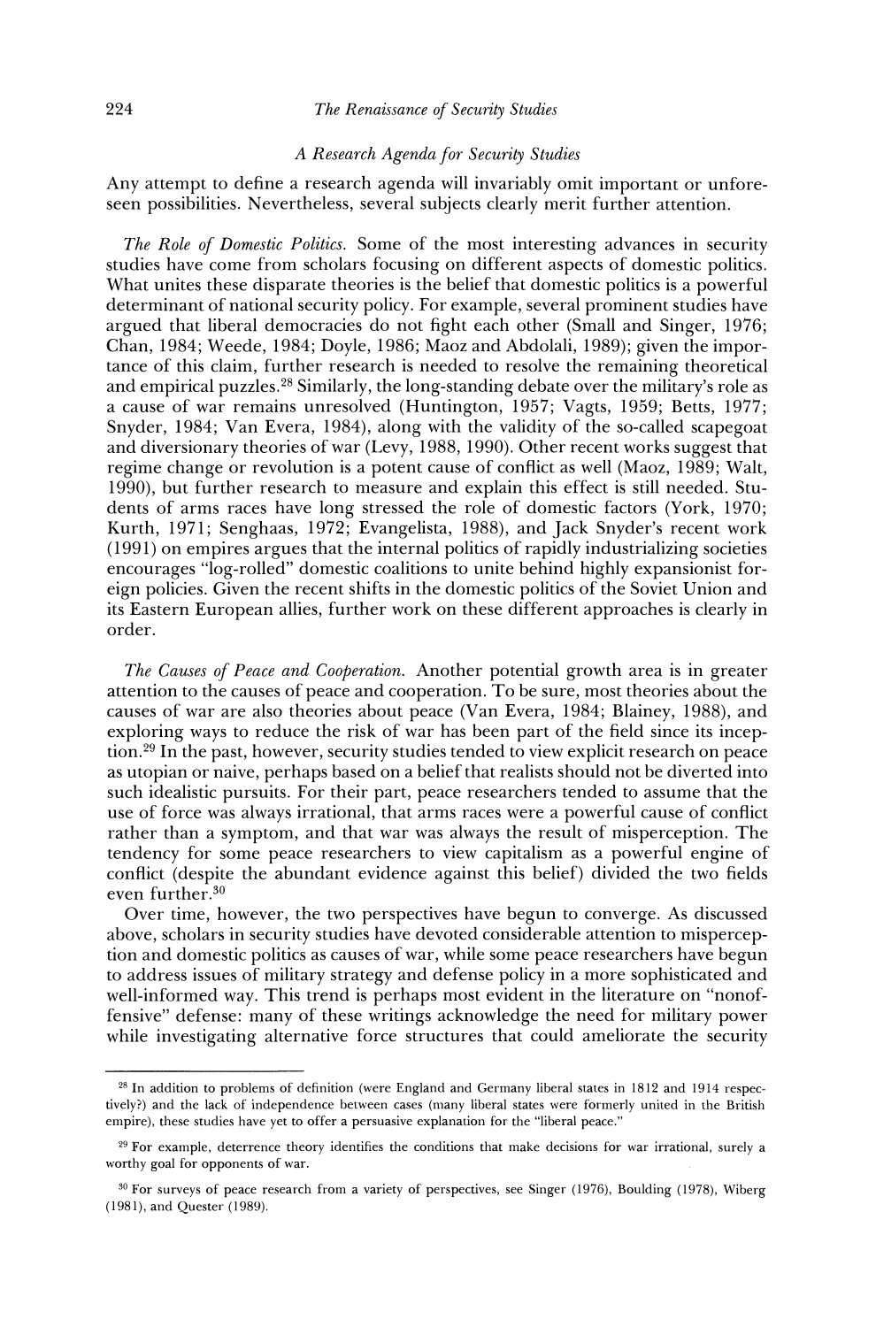## *A Research Agenda for Security Studies*

Any attempt to define a research agenda will invariably omit important or unforeseen possibilities. Nevertheless, several subjects clearly merit further attention.

*The Role of Domestic Politics.* Some of the most interesting advances in security studies have come from scholars focusing on different aspects of domestic politics. What unites these disparate theories is the belief that domestic politics is a powerful determinant of national security policy. For example, several prominent studies have argued that liberal democracies do not fight each other (Small and Singer, 1976; Chan, 1984; Weede, 1984; Doyle, 1986; Maoz and Abdolali, 1989); given the importance of this claim, further research is needed to resolve the remaining theoretical and empirical puzzles.[28] Similarly, the long-standing debate over the military's role as a cause of war remains unresolved (Huntington, 1957; Vagts, 1959; Betts, 1977; Snyder, 1984; Van Evera, 1984), along with the validity of the so-called scapegoat and diversionary theories of war (Levy, 1988, 1990). Other recent works suggest that regime change or revolution is a potent cause of conflict as well (Maoz, 1989; Walt, 1990), but further research to measure and explain this effect is still needed. Students of arms races have long stressed the role of domestic factors (York, 1970; Kurth, 1971; Senghaas, 1972; Evangelista, 1988), and Jack Snyder's recent work (1991) on empires argues that the internal politics of rapidly industrializing societies encourages "log-rolled" domestic coalitions to unite behind highly expansionist foreign policies. Given the recent shifts in the domestic politics of the Soviet Union and its Eastern European allies, further work on these different approaches is clearly in order.

*The Causes of Peace and Cooperation.* Another potential growth area is in greater attention to the causes of peace and cooperation. To be sure, most theories about the causes of war are also theories about peace (Van Evera, 1984; Blainey, 1988), and exploring ways to reduce the risk of war has been part of the field since its inception.[29] In the past, however, security studies tended to view explicit research on peace as utopian or naive, perhaps based on a belief that realists should not be diverted into such idealistic pursuits. For their part, peace researchers tended to assume that the use of force was always irrational, that arms races were a powerful cause of conflict rather than a symptom, and that war was always the result of misperception. The tendency for some peace researchers to view capitalism as a powerful engine of conflict (despite the abundant evidence against this belief) divided the two fields even further.[30]

Over time, however, the two perspectives have begun to converge. As discussed above, scholars in security studies have devoted considerable attention to misperception and domestic politics as causes of war, while some peace researchers have begun to address issues of military strategy and defense policy in a more sophisticated and well-informed way. This trend is perhaps most evident in the literature on "nonoffensive" defense: many of these writings acknowledge the need for military power while investigating alternative force structures that could ameliorate the security

---

[28] In addition to problems of definition (were England and Germany liberal states in 1812 and 1914 respectively?) and the lack of independence between cases (many liberal states were formerly united in the British empire), these studies have yet to offer a persuasive explanation for the "liberal peace."

[29] For example, deterrence theory identifies the conditions that make decisions for war irrational, surely a worthy goal for opponents of war.

[30] For surveys of peace research from a variety of perspectives, see Singer (1976), Boulding (1978), Wiberg (1981), and Quester (1989).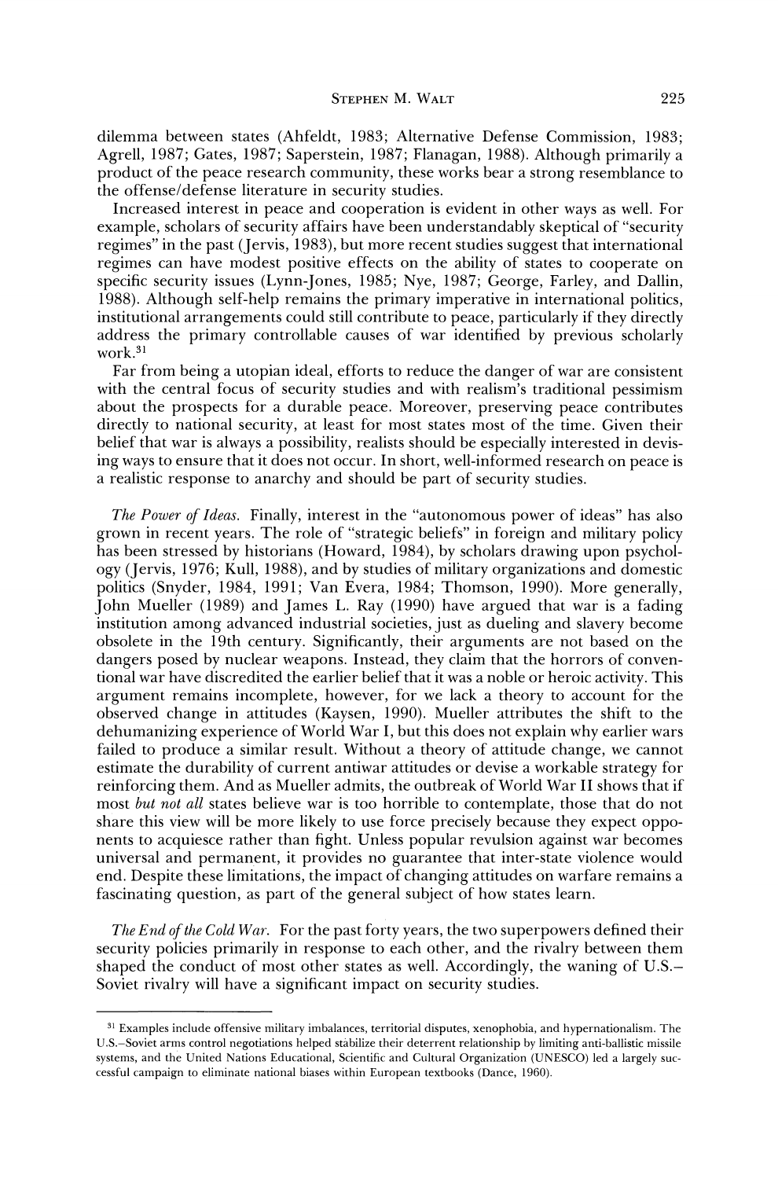dilemma between states (Ahfeldt, 1983; Alternative Defense Commission, 1983; Agrell, 1987; Gates, 1987; Saperstein, 1987; Flanagan, 1988). Although primarily a product of the peace research community, these works bear a strong resemblance to the offense/defense literature in security studies.

Increased interest in peace and cooperation is evident in other ways as well. For example, scholars of security affairs have been understandably skeptical of "security regimes" in the past (Jervis, 1983), but more recent studies suggest that international regimes can have modest positive effects on the ability of states to cooperate on specific security issues (Lynn-Jones, 1985; Nye, 1987; George, Farley, and Dallin, 1988). Although self-help remains the primary imperative in international politics, institutional arrangements could still contribute to peace, particularly if they directly address the primary controllable causes of war identified by previous scholarly work.[31]

Far from being a utopian ideal, efforts to reduce the danger of war are consistent with the central focus of security studies and with realism's traditional pessimism about the prospects for a durable peace. Moreover, preserving peace contributes directly to national security, at least for most states most of the time. Given their belief that war is always a possibility, realists should be especially interested in devising ways to ensure that it does not occur. In short, well-informed research on peace is a realistic response to anarchy and should be part of security studies.

*The Power of Ideas.* Finally, interest in the "autonomous power of ideas" has also grown in recent years. The role of "strategic beliefs" in foreign and military policy has been stressed by historians (Howard, 1984), by scholars drawing upon psychology (Jervis, 1976; Kull, 1988), and by studies of military organizations and domestic politics (Snyder, 1984, 1991; Van Evera, 1984; Thomson, 1990). More generally, John Mueller (1989) and James L. Ray (1990) have argued that war is a fading institution among advanced industrial societies, just as dueling and slavery become obsolete in the 19th century. Significantly, their arguments are not based on the dangers posed by nuclear weapons. Instead, they claim that the horrors of conventional war have discredited the earlier belief that it was a noble or heroic activity. This argument remains incomplete, however, for we lack a theory to account for the observed change in attitudes (Kaysen, 1990). Mueller attributes the shift to the dehumanizing experience of World War I, but this does not explain why earlier wars failed to produce a similar result. Without a theory of attitude change, we cannot estimate the durability of current antiwar attitudes or devise a workable strategy for reinforcing them. And as Mueller admits, the outbreak of World War II shows that if most *but not all* states believe war is too horrible to contemplate, those that do not share this view will be more likely to use force precisely because they expect opponents to acquiesce rather than fight. Unless popular revulsion against war becomes universal and permanent, it provides no guarantee that inter-state violence would end. Despite these limitations, the impact of changing attitudes on warfare remains a fascinating question, as part of the general subject of how states learn.

*The End of the Cold War.* For the past forty years, the two superpowers defined their security policies primarily in response to each other, and the rivalry between them shaped the conduct of most other states as well. Accordingly, the waning of U.S.–Soviet rivalry will have a significant impact on security studies.

---

[31] Examples include offensive military imbalances, territorial disputes, xenophobia, and hypernationalism. The U.S.–Soviet arms control negotiations helped stabilize their deterrent relationship by limiting anti-ballistic missile systems, and the United Nations Educational, Scientific and Cultural Organization (UNESCO) led a largely successful campaign to eliminate national biases within European textbooks (Dance, 1960).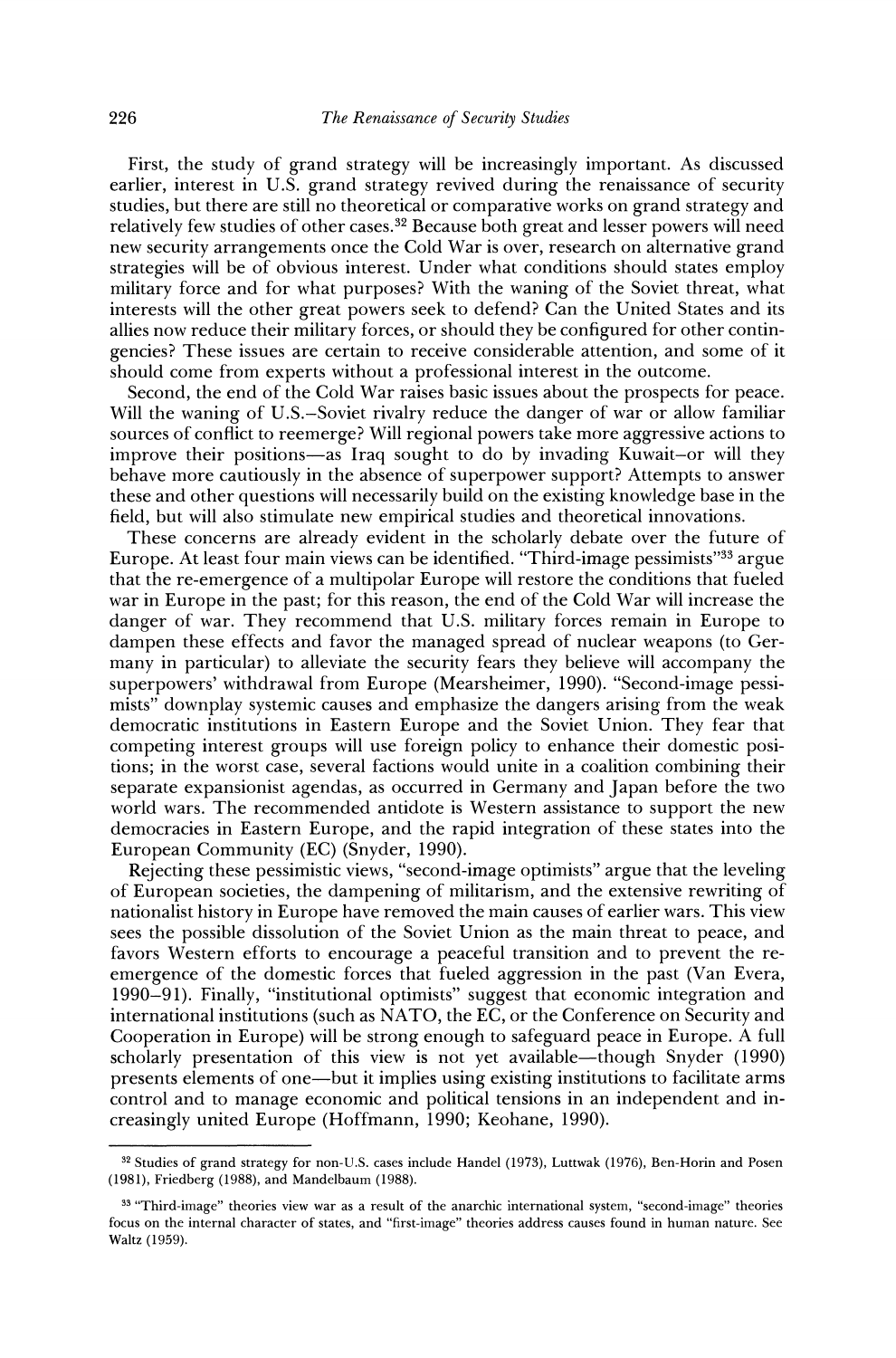First, the study of grand strategy will be increasingly important. As discussed earlier, interest in U.S. grand strategy revived during the renaissance of security studies, but there are still no theoretical or comparative works on grand strategy and relatively few studies of other cases.[32] Because both great and lesser powers will need new security arrangements once the Cold War is over, research on alternative grand strategies will be of obvious interest. Under what conditions should states employ military force and for what purposes? With the waning of the Soviet threat, what interests will the other great powers seek to defend? Can the United States and its allies now reduce their military forces, or should they be configured for other contingencies? These issues are certain to receive considerable attention, and some of it should come from experts without a professional interest in the outcome.

Second, the end of the Cold War raises basic issues about the prospects for peace. Will the waning of U.S.–Soviet rivalry reduce the danger of war or allow familiar sources of conflict to reemerge? Will regional powers take more aggressive actions to improve their positions—as Iraq sought to do by invading Kuwait–or will they behave more cautiously in the absence of superpower support? Attempts to answer these and other questions will necessarily build on the existing knowledge base in the field, but will also stimulate new empirical studies and theoretical innovations.

These concerns are already evident in the scholarly debate over the future of Europe. At least four main views can be identified. "Third-image pessimists"[33] argue that the re-emergence of a multipolar Europe will restore the conditions that fueled war in Europe in the past; for this reason, the end of the Cold War will increase the danger of war. They recommend that U.S. military forces remain in Europe to dampen these effects and favor the managed spread of nuclear weapons (to Germany in particular) to alleviate the security fears they believe will accompany the superpowers' withdrawal from Europe (Mearsheimer, 1990). "Second-image pessimists" downplay systemic causes and emphasize the dangers arising from the weak democratic institutions in Eastern Europe and the Soviet Union. They fear that competing interest groups will use foreign policy to enhance their domestic positions; in the worst case, several factions would unite in a coalition combining their separate expansionist agendas, as occurred in Germany and Japan before the two world wars. The recommended antidote is Western assistance to support the new democracies in Eastern Europe, and the rapid integration of these states into the European Community (EC) (Snyder, 1990).

Rejecting these pessimistic views, "second-image optimists" argue that the leveling of European societies, the dampening of militarism, and the extensive rewriting of nationalist history in Europe have removed the main causes of earlier wars. This view sees the possible dissolution of the Soviet Union as the main threat to peace, and favors Western efforts to encourage a peaceful transition and to prevent the re-emergence of the domestic forces that fueled aggression in the past (Van Evera, 1990–91). Finally, "institutional optimists" suggest that economic integration and international institutions (such as NATO, the EC, or the Conference on Security and Cooperation in Europe) will be strong enough to safeguard peace in Europe. A full scholarly presentation of this view is not yet available—though Snyder (1990) presents elements of one—but it implies using existing institutions to facilitate arms control and to manage economic and political tensions in an independent and increasingly united Europe (Hoffmann, 1990; Keohane, 1990).

---

[32] Studies of grand strategy for non-U.S. cases include Handel (1973), Luttwak (1976), Ben-Horin and Posen (1981), Friedberg (1988), and Mandelbaum (1988).

[33] "Third-image" theories view war as a result of the anarchic international system, "second-image" theories focus on the internal character of states, and "first-image" theories address causes found in human nature. See Waltz (1959).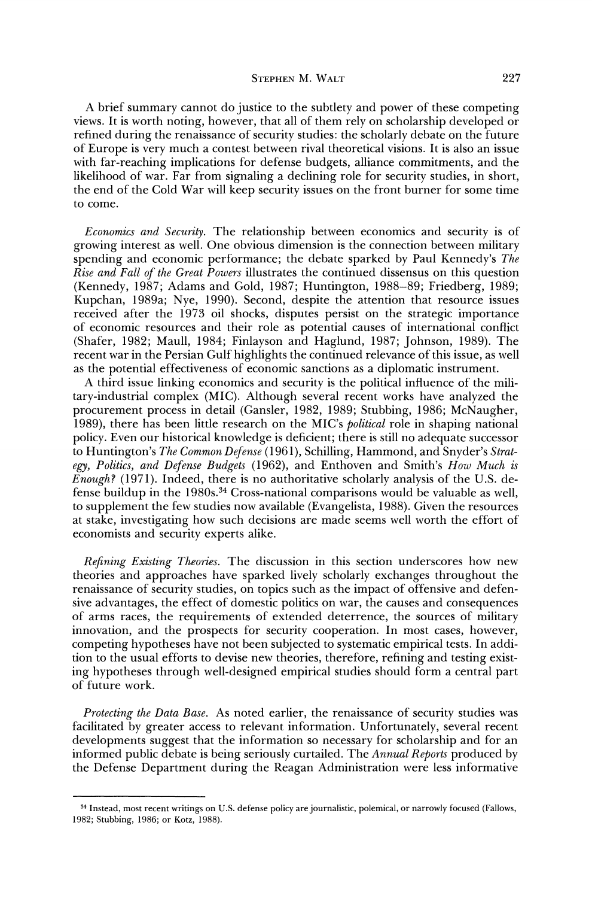A brief summary cannot do justice to the subtlety and power of these competing views. It is worth noting, however, that all of them rely on scholarship developed or refined during the renaissance of security studies: the scholarly debate on the future of Europe is very much a contest between rival theoretical visions. It is also an issue with far-reaching implications for defense budgets, alliance commitments, and the likelihood of war. Far from signaling a declining role for security studies, in short, the end of the Cold War will keep security issues on the front burner for some time to come.

*Economics and Security.* The relationship between economics and security is of growing interest as well. One obvious dimension is the connection between military spending and economic performance; the debate sparked by Paul Kennedy's *The Rise and Fall of the Great Powers* illustrates the continued dissensus on this question (Kennedy, 1987; Adams and Gold, 1987; Huntington, 1988–89; Friedberg, 1989; Kupchan, 1989a; Nye, 1990). Second, despite the attention that resource issues received after the 1973 oil shocks, disputes persist on the strategic importance of economic resources and their role as potential causes of international conflict (Shafer, 1982; Maull, 1984; Finlayson and Haglund, 1987; Johnson, 1989). The recent war in the Persian Gulf highlights the continued relevance of this issue, as well as the potential effectiveness of economic sanctions as a diplomatic instrument.

A third issue linking economics and security is the political influence of the military-industrial complex (MIC). Although several recent works have analyzed the procurement process in detail (Gansler, 1982, 1989; Stubbing, 1986; McNaugher, 1989), there has been little research on the MIC's *political* role in shaping national policy. Even our historical knowledge is deficient; there is still no adequate successor to Huntington's *The Common Defense* (1961), Schilling, Hammond, and Snyder's *Strategy, Politics, and Defense Budgets* (1962), and Enthoven and Smith's *How Much is Enough?* (1971). Indeed, there is no authoritative scholarly analysis of the U.S. defense buildup in the 1980s.[34] Cross-national comparisons would be valuable as well, to supplement the few studies now available (Evangelista, 1988). Given the resources at stake, investigating how such decisions are made seems well worth the effort of economists and security experts alike.

*Refining Existing Theories.* The discussion in this section underscores how new theories and approaches have sparked lively scholarly exchanges throughout the renaissance of security studies, on topics such as the impact of offensive and defensive advantages, the effect of domestic politics on war, the causes and consequences of arms races, the requirements of extended deterrence, the sources of military innovation, and the prospects for security cooperation. In most cases, however, competing hypotheses have not been subjected to systematic empirical tests. In addition to the usual efforts to devise new theories, therefore, refining and testing existing hypotheses through well-designed empirical studies should form a central part of future work.

*Protecting the Data Base.* As noted earlier, the renaissance of security studies was facilitated by greater access to relevant information. Unfortunately, several recent developments suggest that the information so necessary for scholarship and for an informed public debate is being seriously curtailed. The *Annual Reports* produced by the Defense Department during the Reagan Administration were less informative

[34] Instead, most recent writings on U.S. defense policy are journalistic, polemical, or narrowly focused (Fallows, 1982; Stubbing, 1986; or Kotz, 1988).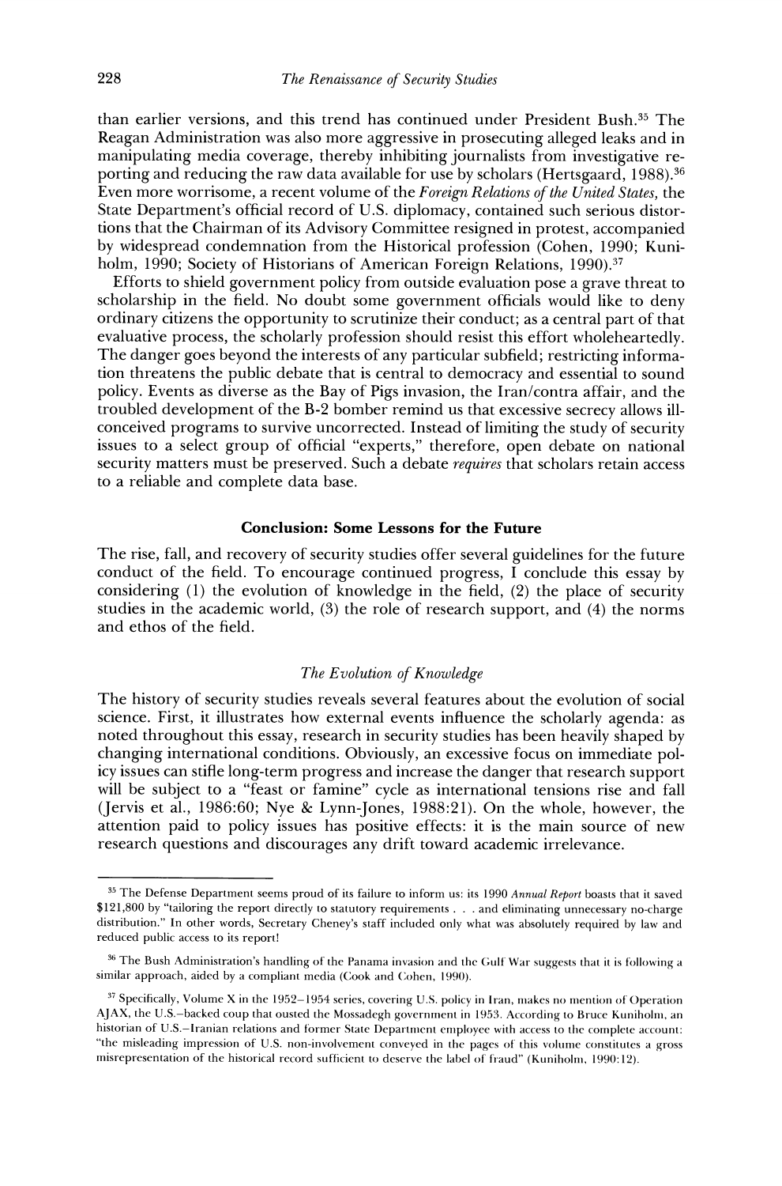than earlier versions, and this trend has continued under President Bush.[35] The Reagan Administration was also more aggressive in prosecuting alleged leaks and in manipulating media coverage, thereby inhibiting journalists from investigative reporting and reducing the raw data available for use by scholars (Hertsgaard, 1988).[36] Even more worrisome, a recent volume of the *Foreign Relations of the United States,* the State Department's official record of U.S. diplomacy, contained such serious distortions that the Chairman of its Advisory Committee resigned in protest, accompanied by widespread condemnation from the Historical profession (Cohen, 1990; Kuniholm, 1990; Society of Historians of American Foreign Relations, 1990).[37]

Efforts to shield government policy from outside evaluation pose a grave threat to scholarship in the field. No doubt some government officials would like to deny ordinary citizens the opportunity to scrutinize their conduct; as a central part of that evaluative process, the scholarly profession should resist this effort wholeheartedly. The danger goes beyond the interests of any particular subfield; restricting information threatens the public debate that is central to democracy and essential to sound policy. Events as diverse as the Bay of Pigs invasion, the Iran/contra affair, and the troubled development of the B-2 bomber remind us that excessive secrecy allows ill-conceived programs to survive uncorrected. Instead of limiting the study of security issues to a select group of official "experts," therefore, open debate on national security matters must be preserved. Such a debate *requires* that scholars retain access to a reliable and complete data base.

## Conclusion: Some Lessons for the Future

The rise, fall, and recovery of security studies offer several guidelines for the future conduct of the field. To encourage continued progress, I conclude this essay by considering (1) the evolution of knowledge in the field, (2) the place of security studies in the academic world, (3) the role of research support, and (4) the norms and ethos of the field.

### *The Evolution of Knowledge*

The history of security studies reveals several features about the evolution of social science. First, it illustrates how external events influence the scholarly agenda: as noted throughout this essay, research in security studies has been heavily shaped by changing international conditions. Obviously, an excessive focus on immediate policy issues can stifle long-term progress and increase the danger that research support will be subject to a "feast or famine" cycle as international tensions rise and fall (Jervis et al., 1986:60; Nye & Lynn-Jones, 1988:21). On the whole, however, the attention paid to policy issues has positive effects: it is the main source of new research questions and discourages any drift toward academic irrelevance.

---

[35] The Defense Department seems proud of its failure to inform us: its 1990 *Annual Report* boasts that it saved $121,800 by "tailoring the report directly to statutory requirements . . . and eliminating unnecessary no-charge distribution." In other words, Secretary Cheney's staff included only what was absolutely required by law and reduced public access to its report!

[36] The Bush Administration's handling of the Panama invasion and the Gulf War suggests that it is following a similar approach, aided by a compliant media (Cook and Cohen, 1990).

[37] Specifically, Volume X in the 1952–1954 series, covering U.S. policy in Iran, makes no mention of Operation AJAX, the U.S.–backed coup that ousted the Mossadegh government in 1953. According to Bruce Kuniholm, an historian of U.S.–Iranian relations and former State Department employee with access to the complete account: "the misleading impression of U.S. non-involvement conveyed in the pages of this volume constitutes a gross misrepresentation of the historical record sufficient to deserve the label of fraud" (Kuniholm, 1990:12).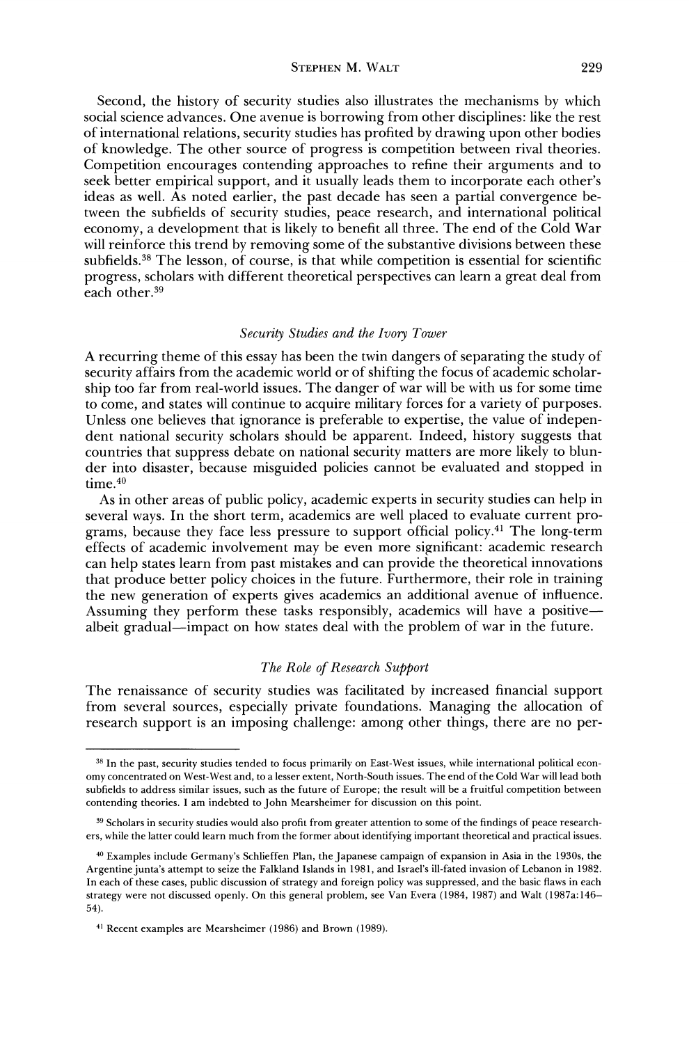Second, the history of security studies also illustrates the mechanisms by which social science advances. One avenue is borrowing from other disciplines: like the rest of international relations, security studies has profited by drawing upon other bodies of knowledge. The other source of progress is competition between rival theories. Competition encourages contending approaches to refine their arguments and to seek better empirical support, and it usually leads them to incorporate each other's ideas as well. As noted earlier, the past decade has seen a partial convergence between the subfields of security studies, peace research, and international political economy, a development that is likely to benefit all three. The end of the Cold War will reinforce this trend by removing some of the substantive divisions between these subfields.[38] The lesson, of course, is that while competition is essential for scientific progress, scholars with different theoretical perspectives can learn a great deal from each other.[39]

### *Security Studies and the Ivory Tower*

A recurring theme of this essay has been the twin dangers of separating the study of security affairs from the academic world or of shifting the focus of academic scholarship too far from real-world issues. The danger of war will be with us for some time to come, and states will continue to acquire military forces for a variety of purposes. Unless one believes that ignorance is preferable to expertise, the value of independent national security scholars should be apparent. Indeed, history suggests that countries that suppress debate on national security matters are more likely to blunder into disaster, because misguided policies cannot be evaluated and stopped in time.[40]

As in other areas of public policy, academic experts in security studies can help in several ways. In the short term, academics are well placed to evaluate current programs, because they face less pressure to support official policy.[41] The long-term effects of academic involvement may be even more significant: academic research can help states learn from past mistakes and can provide the theoretical innovations that produce better policy choices in the future. Furthermore, their role in training the new generation of experts gives academics an additional avenue of influence. Assuming they perform these tasks responsibly, academics will have a positive—albeit gradual—impact on how states deal with the problem of war in the future.

### *The Role of Research Support*

The renaissance of security studies was facilitated by increased financial support from several sources, especially private foundations. Managing the allocation of research support is an imposing challenge: among other things, there are no per-

---

[38] In the past, security studies tended to focus primarily on East-West issues, while international political economy concentrated on West-West and, to a lesser extent, North-South issues. The end of the Cold War will lead both subfields to address similar issues, such as the future of Europe; the result will be a fruitful competition between contending theories. I am indebted to John Mearsheimer for discussion on this point.

[39] Scholars in security studies would also profit from greater attention to some of the findings of peace researchers, while the latter could learn much from the former about identifying important theoretical and practical issues.

[40] Examples include Germany's Schlieffen Plan, the Japanese campaign of expansion in Asia in the 1930s, the Argentine junta's attempt to seize the Falkland Islands in 1981, and Israel's ill-fated invasion of Lebanon in 1982. In each of these cases, public discussion of strategy and foreign policy was suppressed, and the basic flaws in each strategy were not discussed openly. On this general problem, see Van Evera (1984, 1987) and Walt (1987a:146–54).

[41] Recent examples are Mearsheimer (1986) and Brown (1989).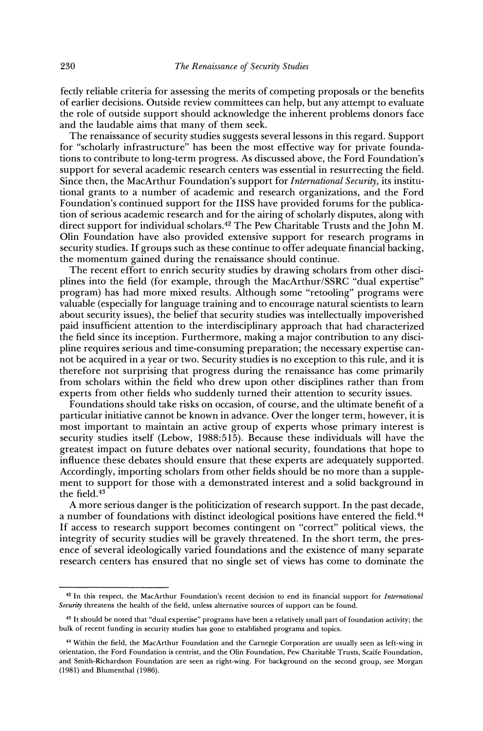fectly reliable criteria for assessing the merits of competing proposals or the benefits of earlier decisions. Outside review committees can help, but any attempt to evaluate the role of outside support should acknowledge the inherent problems donors face and the laudable aims that many of them seek.

The renaissance of security studies suggests several lessons in this regard. Support for "scholarly infrastructure" has been the most effective way for private foundations to contribute to long-term progress. As discussed above, the Ford Foundation's support for several academic research centers was essential in resurrecting the field. Since then, the MacArthur Foundation's support for *International Security*, its institutional grants to a number of academic and research organizations, and the Ford Foundation's continued support for the IISS have provided forums for the publication of serious academic research and for the airing of scholarly disputes, along with direct support for individual scholars.[42] The Pew Charitable Trusts and the John M. Olin Foundation have also provided extensive support for research programs in security studies. If groups such as these continue to offer adequate financial backing, the momentum gained during the renaissance should continue.

The recent effort to enrich security studies by drawing scholars from other disciplines into the field (for example, through the MacArthur/SSRC "dual expertise" program) has had more mixed results. Although some "retooling" programs were valuable (especially for language training and to encourage natural scientists to learn about security issues), the belief that security studies was intellectually impoverished paid insufficient attention to the interdisciplinary approach that had characterized the field since its inception. Furthermore, making a major contribution to any discipline requires serious and time-consuming preparation; the necessary expertise cannot be acquired in a year or two. Security studies is no exception to this rule, and it is therefore not surprising that progress during the renaissance has come primarily from scholars within the field who drew upon other disciplines rather than from experts from other fields who suddenly turned their attention to security issues.

Foundations should take risks on occasion, of course, and the ultimate benefit of a particular initiative cannot be known in advance. Over the longer term, however, it is most important to maintain an active group of experts whose primary interest is security studies itself (Lebow, 1988:515). Because these individuals will have the greatest impact on future debates over national security, foundations that hope to influence these debates should ensure that these experts are adequately supported. Accordingly, importing scholars from other fields should be no more than a supplement to support for those with a demonstrated interest and a solid background in the field.[43]

A more serious danger is the politicization of research support. In the past decade, a number of foundations with distinct ideological positions have entered the field.[44] If access to research support becomes contingent on "correct" political views, the integrity of security studies will be gravely threatened. In the short term, the presence of several ideologically varied foundations and the existence of many separate research centers has ensured that no single set of views has come to dominate the

---

[42] In this respect, the MacArthur Foundation's recent decision to end its financial support for *International Security* threatens the health of the field, unless alternative sources of support can be found.

[43] It should be noted that "dual expertise" programs have been a relatively small part of foundation activity; the bulk of recent funding in security studies has gone to established programs and topics.

[44] Within the field, the MacArthur Foundation and the Carnegie Corporation are usually seen as left-wing in orientation, the Ford Foundation is centrist, and the Olin Foundation, Pew Charitable Trusts, Scaife Foundation, and Smith-Richardson Foundation are seen as right-wing. For background on the second group, see Morgan (1981) and Blumenthal (1986).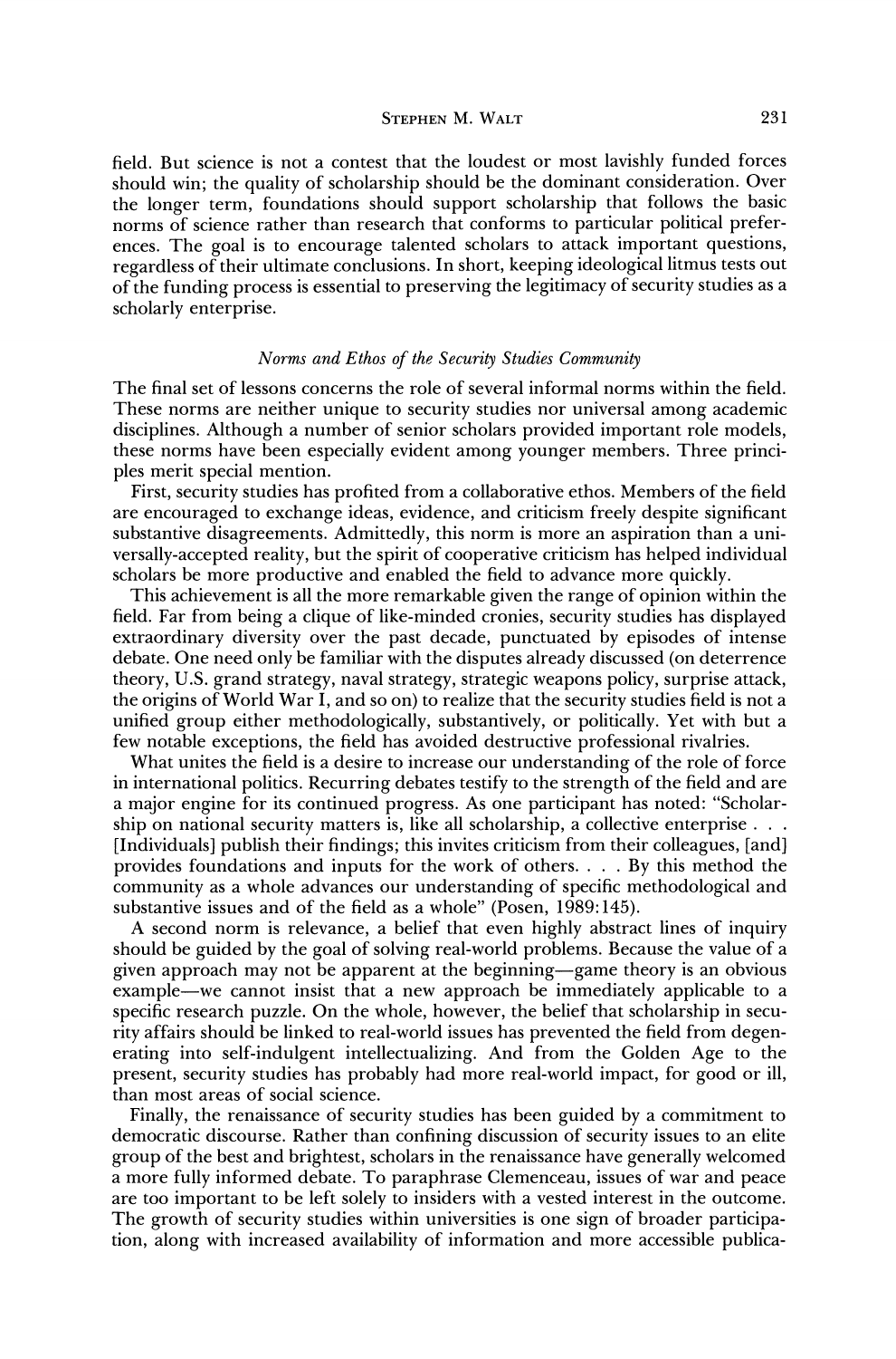field. But science is not a contest that the loudest or most lavishly funded forces should win; the quality of scholarship should be the dominant consideration. Over the longer term, foundations should support scholarship that follows the basic norms of science rather than research that conforms to particular political preferences. The goal is to encourage talented scholars to attack important questions, regardless of their ultimate conclusions. In short, keeping ideological litmus tests out of the funding process is essential to preserving the legitimacy of security studies as a scholarly enterprise.

### *Norms and Ethos of the Security Studies Community*

The final set of lessons concerns the role of several informal norms within the field. These norms are neither unique to security studies nor universal among academic disciplines. Although a number of senior scholars provided important role models, these norms have been especially evident among younger members. Three principles merit special mention.

First, security studies has profited from a collaborative ethos. Members of the field are encouraged to exchange ideas, evidence, and criticism freely despite significant substantive disagreements. Admittedly, this norm is more an aspiration than a universally-accepted reality, but the spirit of cooperative criticism has helped individual scholars be more productive and enabled the field to advance more quickly.

This achievement is all the more remarkable given the range of opinion within the field. Far from being a clique of like-minded cronies, security studies has displayed extraordinary diversity over the past decade, punctuated by episodes of intense debate. One need only be familiar with the disputes already discussed (on deterrence theory, U.S. grand strategy, naval strategy, strategic weapons policy, surprise attack, the origins of World War I, and so on) to realize that the security studies field is not a unified group either methodologically, substantively, or politically. Yet with but a few notable exceptions, the field has avoided destructive professional rivalries.

What unites the field is a desire to increase our understanding of the role of force in international politics. Recurring debates testify to the strength of the field and are a major engine for its continued progress. As one participant has noted: "Scholarship on national security matters is, like all scholarship, a collective enterprise . . . [Individuals] publish their findings; this invites criticism from their colleagues, [and] provides foundations and inputs for the work of others. . . . By this method the community as a whole advances our understanding of specific methodological and substantive issues and of the field as a whole" (Posen, 1989:145).

A second norm is relevance, a belief that even highly abstract lines of inquiry should be guided by the goal of solving real-world problems. Because the value of a given approach may not be apparent at the beginning—game theory is an obvious example—we cannot insist that a new approach be immediately applicable to a specific research puzzle. On the whole, however, the belief that scholarship in security affairs should be linked to real-world issues has prevented the field from degenerating into self-indulgent intellectualizing. And from the Golden Age to the present, security studies has probably had more real-world impact, for good or ill, than most areas of social science.

Finally, the renaissance of security studies has been guided by a commitment to democratic discourse. Rather than confining discussion of security issues to an elite group of the best and brightest, scholars in the renaissance have generally welcomed a more fully informed debate. To paraphrase Clemenceau, issues of war and peace are too important to be left solely to insiders with a vested interest in the outcome. The growth of security studies within universities is one sign of broader participation, along with increased availability of information and more accessible publica-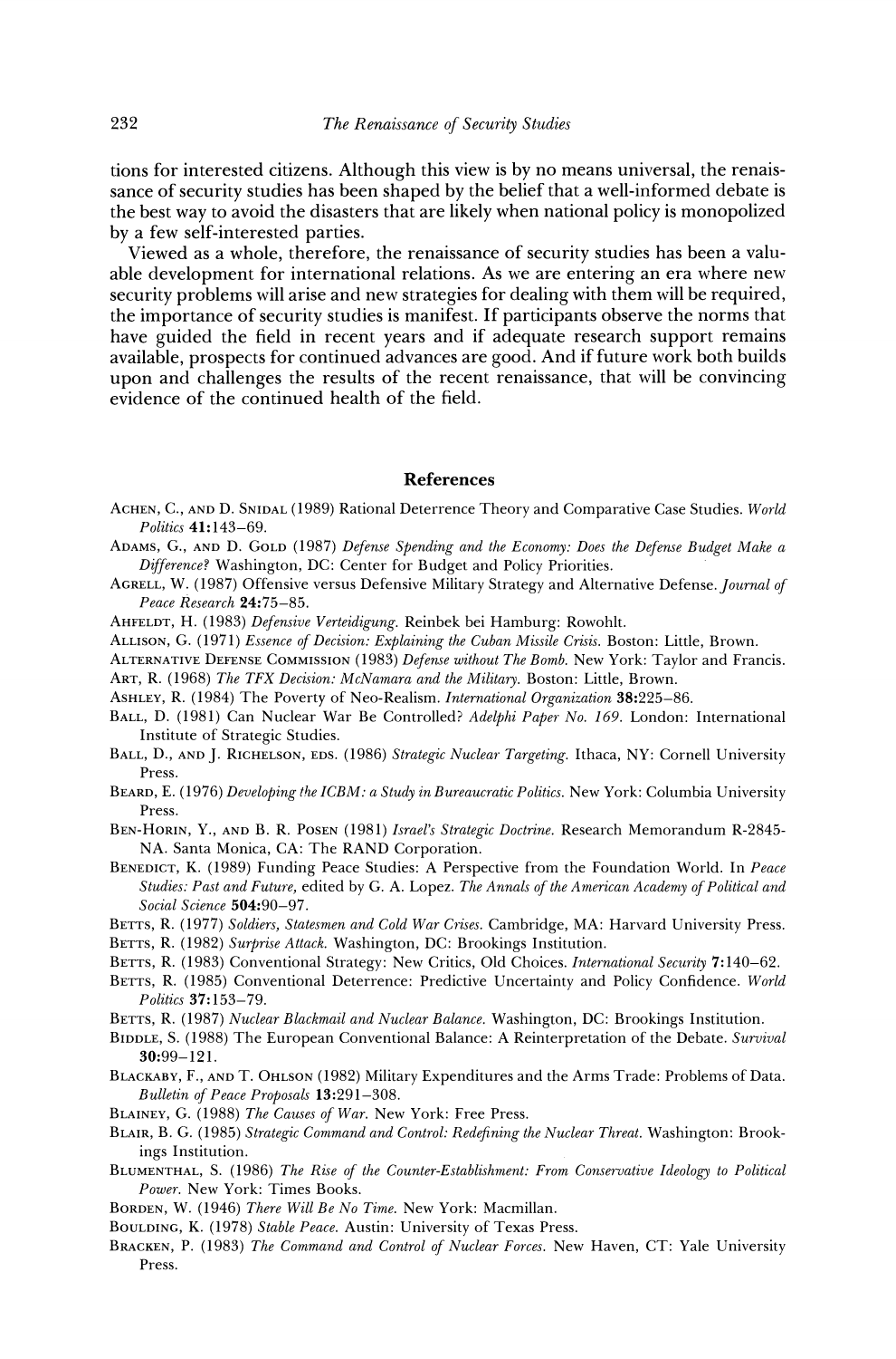tions for interested citizens. Although this view is by no means universal, the renaissance of security studies has been shaped by the belief that a well-informed debate is the best way to avoid the disasters that are likely when national policy is monopolized by a few self-interested parties.

Viewed as a whole, therefore, the renaissance of security studies has been a valuable development for international relations. As we are entering an era where new security problems will arise and new strategies for dealing with them will be required, the importance of security studies is manifest. If participants observe the norms that have guided the field in recent years and if adequate research support remains available, prospects for continued advances are good. And if future work both builds upon and challenges the results of the recent renaissance, that will be convincing evidence of the continued health of the field.

## References

ACHEN, C., AND D. SNIDAL (1989) Rational Deterrence Theory and Comparative Case Studies. *World Politics* **41**:143–69.

ADAMS, G., AND D. GOLD (1987) *Defense Spending and the Economy: Does the Defense Budget Make a Difference?* Washington, DC: Center for Budget and Policy Priorities.

AGRELL, W. (1987) Offensive versus Defensive Military Strategy and Alternative Defense. *Journal of Peace Research* **24**:75–85.

AHFELDT, H. (1983) *Defensive Verteidigung.* Reinbek bei Hamburg: Rowohlt.

ALLISON, G. (1971) *Essence of Decision: Explaining the Cuban Missile Crisis.* Boston: Little, Brown.

ALTERNATIVE DEFENSE COMMISSION (1983) *Defense without The Bomb.* New York: Taylor and Francis.

ART, R. (1968) *The TFX Decision: McNamara and the Military.* Boston: Little, Brown.

ASHLEY, R. (1984) The Poverty of Neo-Realism. *International Organization* **38**:225–86.

BALL, D. (1981) Can Nuclear War Be Controlled? *Adelphi Paper No. 169.* London: International Institute of Strategic Studies.

BALL, D., AND J. RICHELSON, EDS. (1986) *Strategic Nuclear Targeting.* Ithaca, NY: Cornell University Press.

BEARD, E. (1976) *Developing the ICBM: a Study in Bureaucratic Politics.* New York: Columbia University Press.

BEN-HORIN, Y., AND B. R. POSEN (1981) *Israel's Strategic Doctrine.* Research Memorandum R-2845-NA. Santa Monica, CA: The RAND Corporation.

BENEDICT, K. (1989) Funding Peace Studies: A Perspective from the Foundation World. In *Peace Studies: Past and Future,* edited by G. A. Lopez. *The Annals of the American Academy of Political and Social Science* **504**:90–97.

BETTS, R. (1977) *Soldiers, Statesmen and Cold War Crises.* Cambridge, MA: Harvard University Press.

BETTS, R. (1982) *Surprise Attack.* Washington, DC: Brookings Institution.

BETTS, R. (1983) Conventional Strategy: New Critics, Old Choices. *International Security* **7**:140–62.

BETTS, R. (1985) Conventional Deterrence: Predictive Uncertainty and Policy Confidence. *World Politics* **37**:153–79.

BETTS, R. (1987) *Nuclear Blackmail and Nuclear Balance.* Washington, DC: Brookings Institution.

BIDDLE, S. (1988) The European Conventional Balance: A Reinterpretation of the Debate. *Survival* **30**:99–121.

BLACKABY, F., AND T. OHLSON (1982) Military Expenditures and the Arms Trade: Problems of Data. *Bulletin of Peace Proposals* **13**:291–308.

BLAINEY, G. (1988) *The Causes of War.* New York: Free Press.

BLAIR, B. G. (1985) *Strategic Command and Control: Redefining the Nuclear Threat.* Washington: Brookings Institution.

BLUMENTHAL, S. (1986) *The Rise of the Counter-Establishment: From Conservative Ideology to Political Power.* New York: Times Books.

BORDEN, W. (1946) *There Will Be No Time.* New York: Macmillan.

BOULDING, K. (1978) *Stable Peace.* Austin: University of Texas Press.

BRACKEN, P. (1983) *The Command and Control of Nuclear Forces.* New Haven, CT: Yale University Press.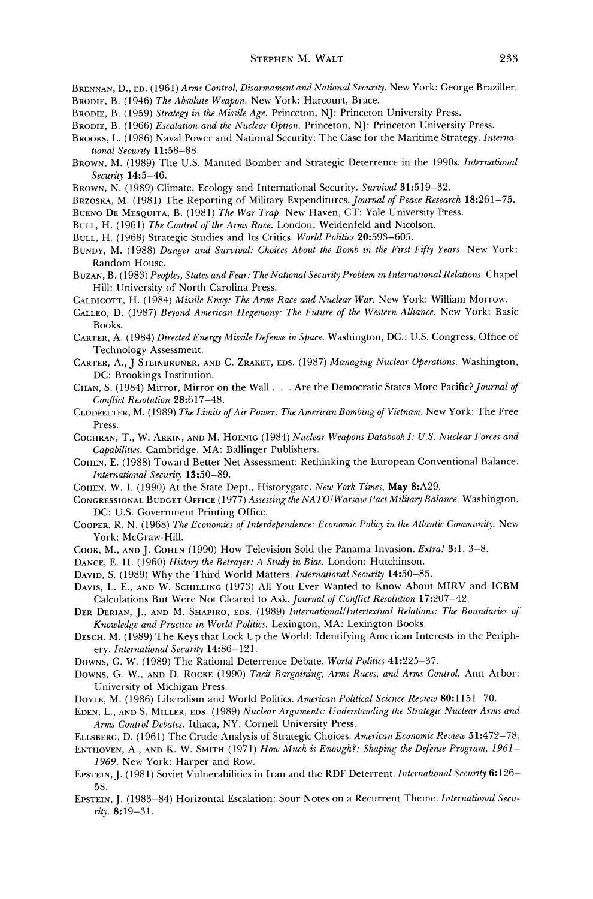Brennan, D., ed. (1961) *Arms Control, Disarmament and National Security.* New York: George Braziller.

Brodie, B. (1946) *The Absolute Weapon.* New York: Harcourt, Brace.

Brodie, B. (1959) *Strategy in the Missile Age.* Princeton, NJ: Princeton University Press.

Brodie, B. (1966) *Escalation and the Nuclear Option.* Princeton, NJ: Princeton University Press.

Brooks, L. (1986) Naval Power and National Security: The Case for the Maritime Strategy. *International Security* **11**:58–88.

Brown, M. (1989) The U.S. Manned Bomber and Strategic Deterrence in the 1990s. *International Security* **14**:5–46.

Brown, N. (1989) Climate, Ecology and International Security. *Survival* **31**:519–32.

Brzoska, M. (1981) The Reporting of Military Expenditures. *Journal of Peace Research* **18**:261–75.

Bueno De Mesquita, B. (1981) *The War Trap.* New Haven, CT: Yale University Press.

Bull, H. (1961) *The Control of the Arms Race.* London: Weidenfeld and Nicolson.

Bull, H. (1968) Strategic Studies and Its Critics. *World Politics* **20**:593–605.

Bundy, M. (1988) *Danger and Survival: Choices About the Bomb in the First Fifty Years.* New York: Random House.

Buzan, B. (1983) *Peoples, States and Fear: The National Security Problem in International Relations.* Chapel Hill: University of North Carolina Press.

Caldicott, H. (1984) *Missile Envy: The Arms Race and Nuclear War.* New York: William Morrow.

Calleo, D. (1987) *Beyond American Hegemony: The Future of the Western Alliance.* New York: Basic Books.

Carter, A. (1984) *Directed Energy Missile Defense in Space.* Washington, DC.: U.S. Congress, Office of Technology Assessment.

Carter, A., J Steinbruner, and C. Zraket, eds. (1987) *Managing Nuclear Operations.* Washington, DC: Brookings Institution.

Chan, S. (1984) Mirror, Mirror on the Wall . . . Are the Democratic States More Pacific? *Journal of Conflict Resolution* **28**:617–48.

Clodfelter, M. (1989) *The Limits of Air Power: The American Bombing of Vietnam.* New York: The Free Press.

Cochran, T., W. Arkin, and M. Hoenig (1984) *Nuclear Weapons Databook I: U.S. Nuclear Forces and Capabilities.* Cambridge, MA: Ballinger Publishers.

Cohen, E. (1988) Toward Better Net Assessment: Rethinking the European Conventional Balance. *International Security* **13**:50–89.

Cohen, W. I. (1990) At the State Dept., Historygate. *New York Times,* **May 8**:A29.

Congressional Budget Office (1977) *Assessing the NATO/Warsaw Pact Military Balance.* Washington, DC: U.S. Government Printing Office.

Cooper, R. N. (1968) *The Economics of Interdependence: Economic Policy in the Atlantic Community.* New York: McGraw-Hill.

Cook, M., and J. Cohen (1990) How Television Sold the Panama Invasion. *Extra!* **3**:1, 3–8.

Dance, E. H. (1960) *History the Betrayer: A Study in Bias.* London: Hutchinson.

David, S. (1989) Why the Third World Matters. *International Security* **14**:50–85.

Davis, L. E., and W. Schilling (1973) All You Ever Wanted to Know About MIRV and ICBM Calculations But Were Not Cleared to Ask. *Journal of Conflict Resolution* **17**:207–42.

Der Derian, J., and M. Shapiro, eds. (1989) *International/Intertextual Relations: The Boundaries of Knowledge and Practice in World Politics.* Lexington, MA: Lexington Books.

Desch, M. (1989) The Keys that Lock Up the World: Identifying American Interests in the Periphery. *International Security* **14**:86–121.

Downs, G. W. (1989) The Rational Deterrence Debate. *World Politics* **41**:225–37.

Downs, G. W., and D. Rocke (1990) *Tacit Bargaining, Arms Races, and Arms Control.* Ann Arbor: University of Michigan Press.

Doyle, M. (1986) Liberalism and World Politics. *American Political Science Review* **80**:1151–70.

Eden, L., and S. Miller, eds. (1989) *Nuclear Arguments: Understanding the Strategic Nuclear Arms and Arms Control Debates.* Ithaca, NY: Cornell University Press.

Ellsberg, D. (1961) The Crude Analysis of Strategic Choices. *American Economic Review* **51**:472–78.

Enthoven, A., and K. W. Smith (1971) *How Much is Enough?: Shaping the Defense Program, 1961–1969.* New York: Harper and Row.

Epstein, J. (1981) Soviet Vulnerabilities in Iran and the RDF Deterrent. *International Security* **6**:126–58.

Epstein, J. (1983–84) Horizontal Escalation: Sour Notes on a Recurrent Theme. *International Security.* **8**:19–31.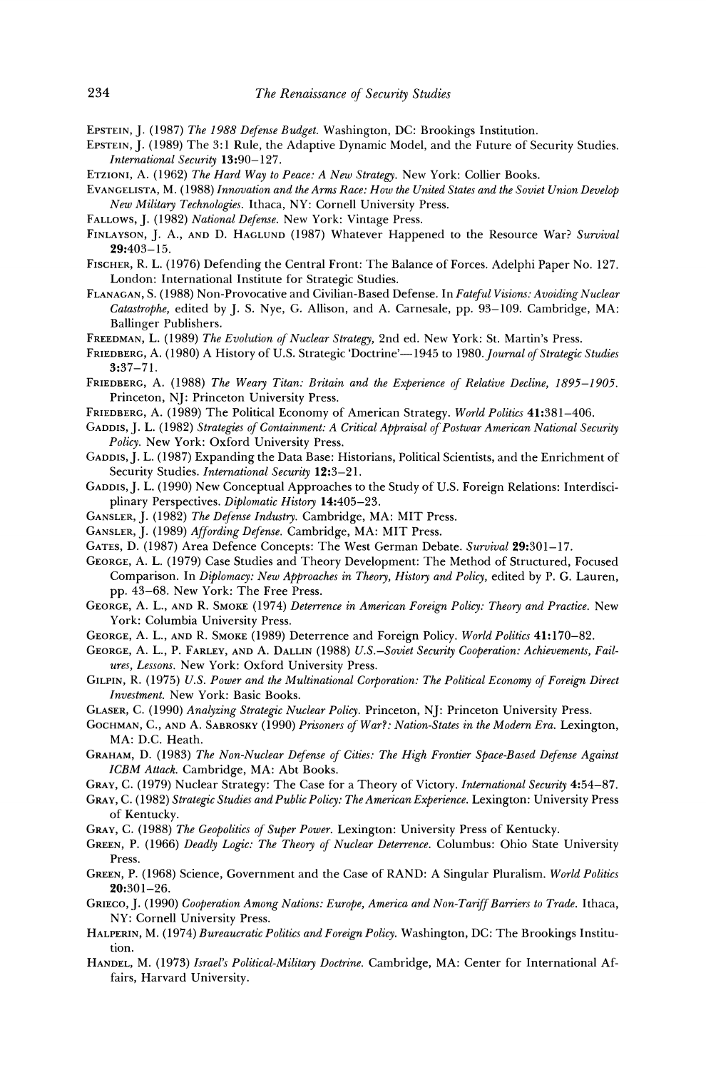EPSTEIN, J. (1987) *The 1988 Defense Budget.* Washington, DC: Brookings Institution.

EPSTEIN, J. (1989) The 3:1 Rule, the Adaptive Dynamic Model, and the Future of Security Studies. *International Security* **13:**90–127.

ETZIONI, A. (1962) *The Hard Way to Peace: A New Strategy.* New York: Collier Books.

EVANGELISTA, M. (1988) *Innovation and the Arms Race: How the United States and the Soviet Union Develop New Military Technologies.* Ithaca, NY: Cornell University Press.

FALLOWS, J. (1982) *National Defense.* New York: Vintage Press.

FINLAYSON, J. A., AND D. HAGLUND (1987) Whatever Happened to the Resource War? *Survival* **29:**403–15.

FISCHER, R. L. (1976) Defending the Central Front: The Balance of Forces. Adelphi Paper No. 127. London: International Institute for Strategic Studies.

FLANAGAN, S. (1988) Non-Provocative and Civilian-Based Defense. In *Fateful Visions: Avoiding Nuclear Catastrophe,* edited by J. S. Nye, G. Allison, and A. Carnesale, pp. 93–109. Cambridge, MA: Ballinger Publishers.

FREEDMAN, L. (1989) *The Evolution of Nuclear Strategy,* 2nd ed. New York: St. Martin's Press.

FRIEDBERG, A. (1980) A History of U.S. Strategic 'Doctrine'—1945 to 1980. *Journal of Strategic Studies* **3:**37–71.

FRIEDBERG, A. (1988) *The Weary Titan: Britain and the Experience of Relative Decline, 1895–1905.* Princeton, NJ: Princeton University Press.

FRIEDBERG, A. (1989) The Political Economy of American Strategy. *World Politics* **41:**381–406.

GADDIS, J. L. (1982) *Strategies of Containment: A Critical Appraisal of Postwar American National Security Policy.* New York: Oxford University Press.

GADDIS, J. L. (1987) Expanding the Data Base: Historians, Political Scientists, and the Enrichment of Security Studies. *International Security* **12:**3–21.

GADDIS, J. L. (1990) New Conceptual Approaches to the Study of U.S. Foreign Relations: Interdisciplinary Perspectives. *Diplomatic History* **14:**405–23.

GANSLER, J. (1982) *The Defense Industry.* Cambridge, MA: MIT Press.

GANSLER, J. (1989) *Affording Defense.* Cambridge, MA: MIT Press.

GATES, D. (1987) Area Defence Concepts: The West German Debate. *Survival* **29:**301–17.

GEORGE, A. L. (1979) Case Studies and Theory Development: The Method of Structured, Focused Comparison. In *Diplomacy: New Approaches in Theory, History and Policy,* edited by P. G. Lauren, pp. 43–68. New York: The Free Press.

GEORGE, A. L., AND R. SMOKE (1974) *Deterrence in American Foreign Policy: Theory and Practice.* New York: Columbia University Press.

GEORGE, A. L., AND R. SMOKE (1989) Deterrence and Foreign Policy. *World Politics* **41:**170–82.

GEORGE, A. L., P. FARLEY, AND A. DALLIN (1988) *U.S.–Soviet Security Cooperation: Achievements, Failures, Lessons.* New York: Oxford University Press.

GILPIN, R. (1975) *U.S. Power and the Multinational Corporation: The Political Economy of Foreign Direct Investment.* New York: Basic Books.

GLASER, C. (1990) *Analyzing Strategic Nuclear Policy.* Princeton, NJ: Princeton University Press.

GOCHMAN, C., AND A. SABROSKY (1990) *Prisoners of War?: Nation-States in the Modern Era.* Lexington, MA: D.C. Heath.

GRAHAM, D. (1983) *The Non-Nuclear Defense of Cities: The High Frontier Space-Based Defense Against ICBM Attack.* Cambridge, MA: Abt Books.

GRAY, C. (1979) Nuclear Strategy: The Case for a Theory of Victory. *International Security* **4:**54–87.

GRAY, C. (1982) *Strategic Studies and Public Policy: The American Experience.* Lexington: University Press of Kentucky.

GRAY, C. (1988) *The Geopolitics of Super Power.* Lexington: University Press of Kentucky.

GREEN, P. (1966) *Deadly Logic: The Theory of Nuclear Deterrence.* Columbus: Ohio State University Press.

GREEN, P. (1968) Science, Government and the Case of RAND: A Singular Pluralism. *World Politics* **20:**301–26.

GRIECO, J. (1990) *Cooperation Among Nations: Europe, America and Non-Tariff Barriers to Trade.* Ithaca, NY: Cornell University Press.

HALPERIN, M. (1974) *Bureaucratic Politics and Foreign Policy.* Washington, DC: The Brookings Institution.

HANDEL, M. (1973) *Israel's Political-Military Doctrine.* Cambridge, MA: Center for International Affairs, Harvard University.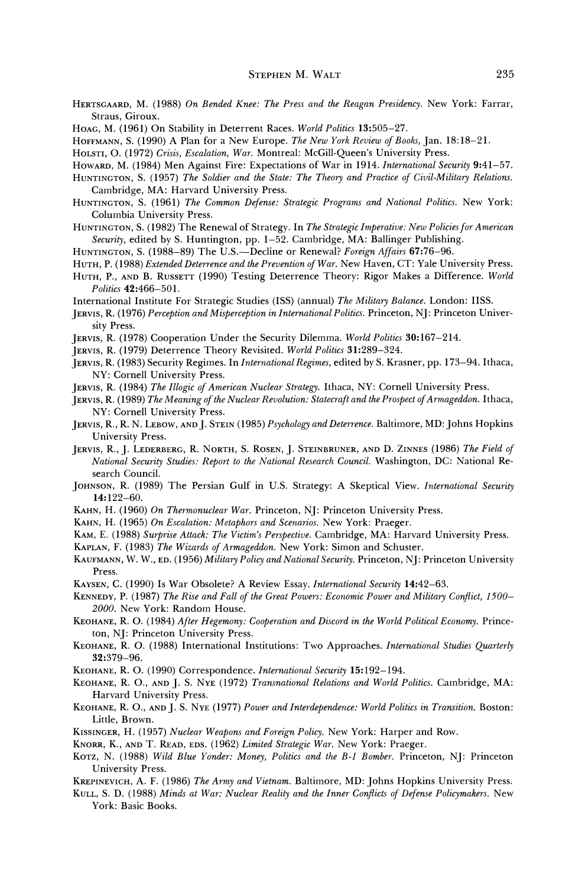HERTSGAARD, M. (1988) *On Bended Knee: The Press and the Reagan Presidency*. New York: Farrar, Straus, Giroux.

HOAG, M. (1961) On Stability in Deterrent Races. *World Politics* **13**:505–27.

HOFFMANN, S. (1990) A Plan for a New Europe. *The New York Review of Books*, Jan. 18:18–21.

HOLSTI, O. (1972) *Crisis, Escalation, War*. Montreal: McGill-Queen's University Press.

HOWARD, M. (1984) Men Against Fire: Expectations of War in 1914. *International Security* **9**:41–57.

HUNTINGTON, S. (1957) *The Soldier and the State: The Theory and Practice of Civil-Military Relations*. Cambridge, MA: Harvard University Press.

HUNTINGTON, S. (1961) *The Common Defense: Strategic Programs and National Politics*. New York: Columbia University Press.

HUNTINGTON, S. (1982) The Renewal of Strategy. In *The Strategic Imperative: New Policies for American Security*, edited by S. Huntington, pp. 1–52. Cambridge, MA: Ballinger Publishing.

HUNTINGTON, S. (1988–89) The U.S.—Decline or Renewal? *Foreign Affairs* **67**:76–96.

HUTH, P. (1988) *Extended Deterrence and the Prevention of War*. New Haven, CT: Yale University Press.

HUTH, P., AND B. RUSSETT (1990) Testing Deterrence Theory: Rigor Makes a Difference. *World Politics* **42**:466–501.

International Institute For Strategic Studies (ISS) (annual) *The Military Balance*. London: IISS.

JERVIS, R. (1976) *Perception and Misperception in International Politics*. Princeton, NJ: Princeton University Press.

JERVIS, R. (1978) Cooperation Under the Security Dilemma. *World Politics* **30**:167–214.

JERVIS, R. (1979) Deterrence Theory Revisited. *World Politics* **31**:289–324.

JERVIS, R. (1983) Security Regimes. In *International Regimes*, edited by S. Krasner, pp. 173–94. Ithaca, NY: Cornell University Press.

JERVIS, R. (1984) *The Illogic of American Nuclear Strategy*. Ithaca, NY: Cornell University Press.

JERVIS, R. (1989) *The Meaning of the Nuclear Revolution: Statecraft and the Prospect of Armageddon*. Ithaca, NY: Cornell University Press.

JERVIS, R., R. N. LEBOW, AND J. STEIN (1985) *Psychology and Deterrence*. Baltimore, MD: Johns Hopkins University Press.

JERVIS, R., J. LEDERBERG, R. NORTH, S. ROSEN, J. STEINBRUNER, AND D. ZINNES (1986) *The Field of National Security Studies: Report to the National Research Council*. Washington, DC: National Research Council.

JOHNSON, R. (1989) The Persian Gulf in U.S. Strategy: A Skeptical View. *International Security* **14**:122–60.

KAHN, H. (1960) *On Thermonuclear War*. Princeton, NJ: Princeton University Press.

KAHN, H. (1965) *On Escalation: Metaphors and Scenarios*. New York: Praeger.

KAM, E. (1988) *Surprise Attack: The Victim's Perspective*. Cambridge, MA: Harvard University Press.

KAPLAN, F. (1983) *The Wizards of Armageddon*. New York: Simon and Schuster.

KAUFMANN, W. W., ED. (1956) *Military Policy and National Security*. Princeton, NJ: Princeton University Press.

KAYSEN, C. (1990) Is War Obsolete? A Review Essay. *International Security* **14**:42–63.

KENNEDY, P. (1987) *The Rise and Fall of the Great Powers: Economic Power and Military Conflict, 1500–2000*. New York: Random House.

KEOHANE, R. O. (1984) *After Hegemony: Cooperation and Discord in the World Political Economy*. Princeton, NJ: Princeton University Press.

KEOHANE, R. O. (1988) International Institutions: Two Approaches. *International Studies Quarterly* **32**:379–96.

KEOHANE, R. O. (1990) Correspondence. *International Security* **15**:192–194.

KEOHANE, R. O., AND J. S. NYE (1972) *Transnational Relations and World Politics*. Cambridge, MA: Harvard University Press.

KEOHANE, R. O., AND J. S. NYE (1977) *Power and Interdependence: World Politics in Transition*. Boston: Little, Brown.

KISSINGER, H. (1957) *Nuclear Weapons and Foreign Policy*. New York: Harper and Row.

KNORR, K., AND T. READ, EDS. (1962) *Limited Strategic War*. New York: Praeger.

KOTZ, N. (1988) *Wild Blue Yonder: Money, Politics and the B-1 Bomber*. Princeton, NJ: Princeton University Press.

KREPINEVICH, A. F. (1986) *The Army and Vietnam*. Baltimore, MD: Johns Hopkins University Press.

KULL, S. D. (1988) *Minds at War: Nuclear Reality and the Inner Conflicts of Defense Policymakers*. New York: Basic Books.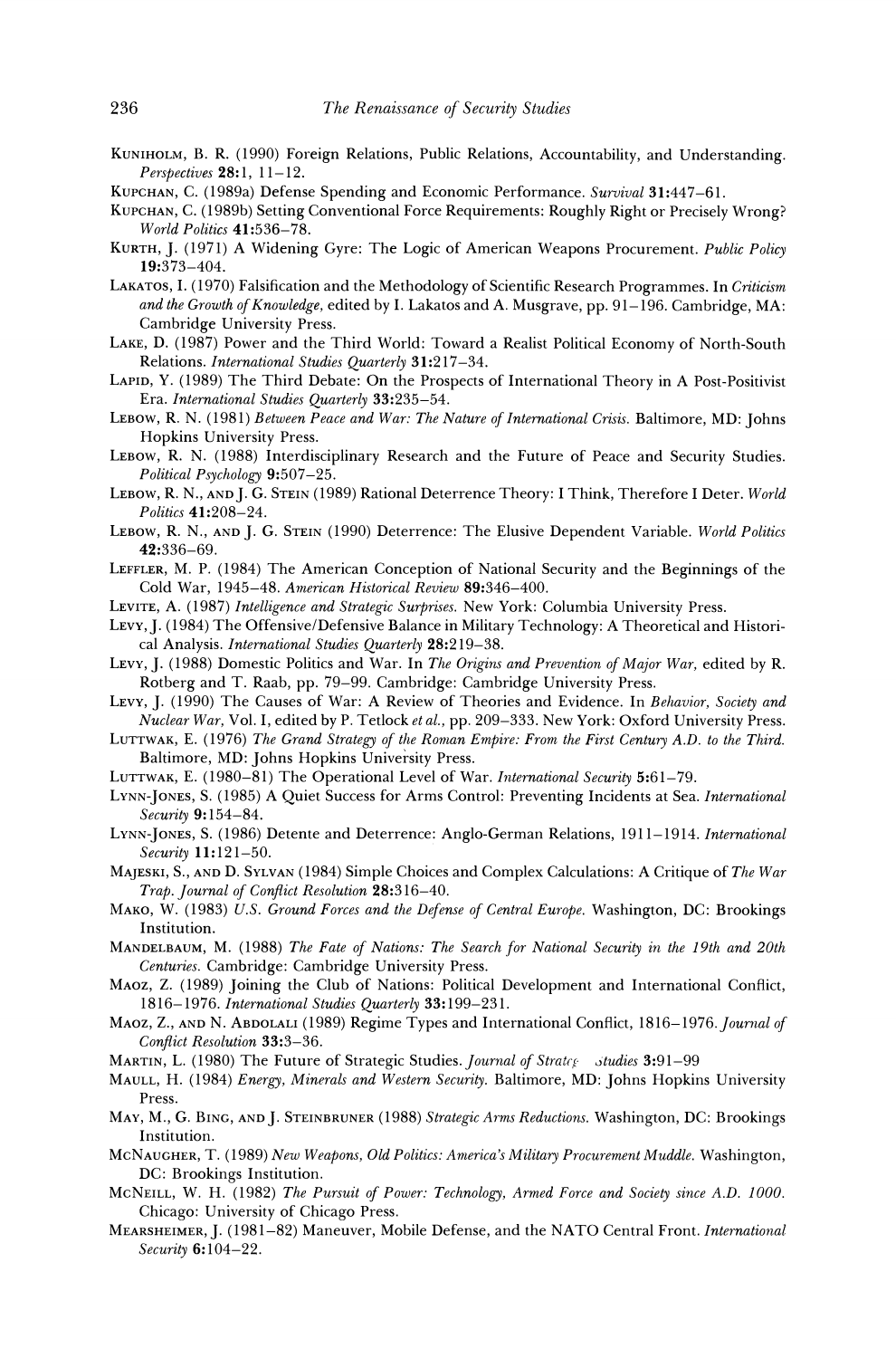KUNIHOLM, B. R. (1990) Foreign Relations, Public Relations, Accountability, and Understanding. *Perspectives* **28**:1, 11–12.

KUPCHAN, C. (1989a) Defense Spending and Economic Performance. *Survival* **31**:447–61.

KUPCHAN, C. (1989b) Setting Conventional Force Requirements: Roughly Right or Precisely Wrong? *World Politics* **41**:536–78.

KURTH, J. (1971) A Widening Gyre: The Logic of American Weapons Procurement. *Public Policy* **19**:373–404.

LAKATOS, I. (1970) Falsification and the Methodology of Scientific Research Programmes. In *Criticism and the Growth of Knowledge*, edited by I. Lakatos and A. Musgrave, pp. 91–196. Cambridge, MA: Cambridge University Press.

LAKE, D. (1987) Power and the Third World: Toward a Realist Political Economy of North-South Relations. *International Studies Quarterly* **31**:217–34.

LAPID, Y. (1989) The Third Debate: On the Prospects of International Theory in A Post-Positivist Era. *International Studies Quarterly* **33**:235–54.

LEBOW, R. N. (1981) *Between Peace and War: The Nature of International Crisis.* Baltimore, MD: Johns Hopkins University Press.

LEBOW, R. N. (1988) Interdisciplinary Research and the Future of Peace and Security Studies. *Political Psychology* **9**:507–25.

LEBOW, R. N., AND J. G. STEIN (1989) Rational Deterrence Theory: I Think, Therefore I Deter. *World Politics* **41**:208–24.

LEBOW, R. N., AND J. G. STEIN (1990) Deterrence: The Elusive Dependent Variable. *World Politics* **42**:336–69.

LEFFLER, M. P. (1984) The American Conception of National Security and the Beginnings of the Cold War, 1945–48. *American Historical Review* **89**:346–400.

LEVITE, A. (1987) *Intelligence and Strategic Surprises.* New York: Columbia University Press.

LEVY, J. (1984) The Offensive/Defensive Balance in Military Technology: A Theoretical and Historical Analysis. *International Studies Quarterly* **28**:219–38.

LEVY, J. (1988) Domestic Politics and War. In *The Origins and Prevention of Major War*, edited by R. Rotberg and T. Raab, pp. 79–99. Cambridge: Cambridge University Press.

LEVY, J. (1990) The Causes of War: A Review of Theories and Evidence. In *Behavior, Society and Nuclear War*, Vol. I, edited by P. Tetlock *et al.*, pp. 209–333. New York: Oxford University Press.

LUTTWAK, E. (1976) *The Grand Strategy of the Roman Empire: From the First Century A.D. to the Third.* Baltimore, MD: Johns Hopkins University Press.

LUTTWAK, E. (1980–81) The Operational Level of War. *International Security* **5**:61–79.

LYNN-JONES, S. (1985) A Quiet Success for Arms Control: Preventing Incidents at Sea. *International Security* **9**:154–84.

LYNN-JONES, S. (1986) Detente and Deterrence: Anglo-German Relations, 1911–1914. *International Security* **11**:121–50.

MAJESKI, S., AND D. SYLVAN (1984) Simple Choices and Complex Calculations: A Critique of *The War Trap*. *Journal of Conflict Resolution* **28**:316–40.

MAKO, W. (1983) *U.S. Ground Forces and the Defense of Central Europe.* Washington, DC: Brookings Institution.

MANDELBAUM, M. (1988) *The Fate of Nations: The Search for National Security in the 19th and 20th Centuries.* Cambridge: Cambridge University Press.

MAOZ, Z. (1989) Joining the Club of Nations: Political Development and International Conflict, 1816–1976. *International Studies Quarterly* **33**:199–231.

MAOZ, Z., AND N. ABDOLALI (1989) Regime Types and International Conflict, 1816–1976. *Journal of Conflict Resolution* **33**:3–36.

MARTIN, L. (1980) The Future of Strategic Studies. *Journal of Strategic Studies* **3**:91–99

MAULL, H. (1984) *Energy, Minerals and Western Security.* Baltimore, MD: Johns Hopkins University Press.

MAY, M., G. BING, AND J. STEINBRUNER (1988) *Strategic Arms Reductions.* Washington, DC: Brookings Institution.

MCNAUGHER, T. (1989) *New Weapons, Old Politics: America's Military Procurement Muddle.* Washington, DC: Brookings Institution.

MCNEILL, W. H. (1982) *The Pursuit of Power: Technology, Armed Force and Society since A.D. 1000.* Chicago: University of Chicago Press.

MEARSHEIMER, J. (1981–82) Maneuver, Mobile Defense, and the NATO Central Front. *International Security* **6**:104–22.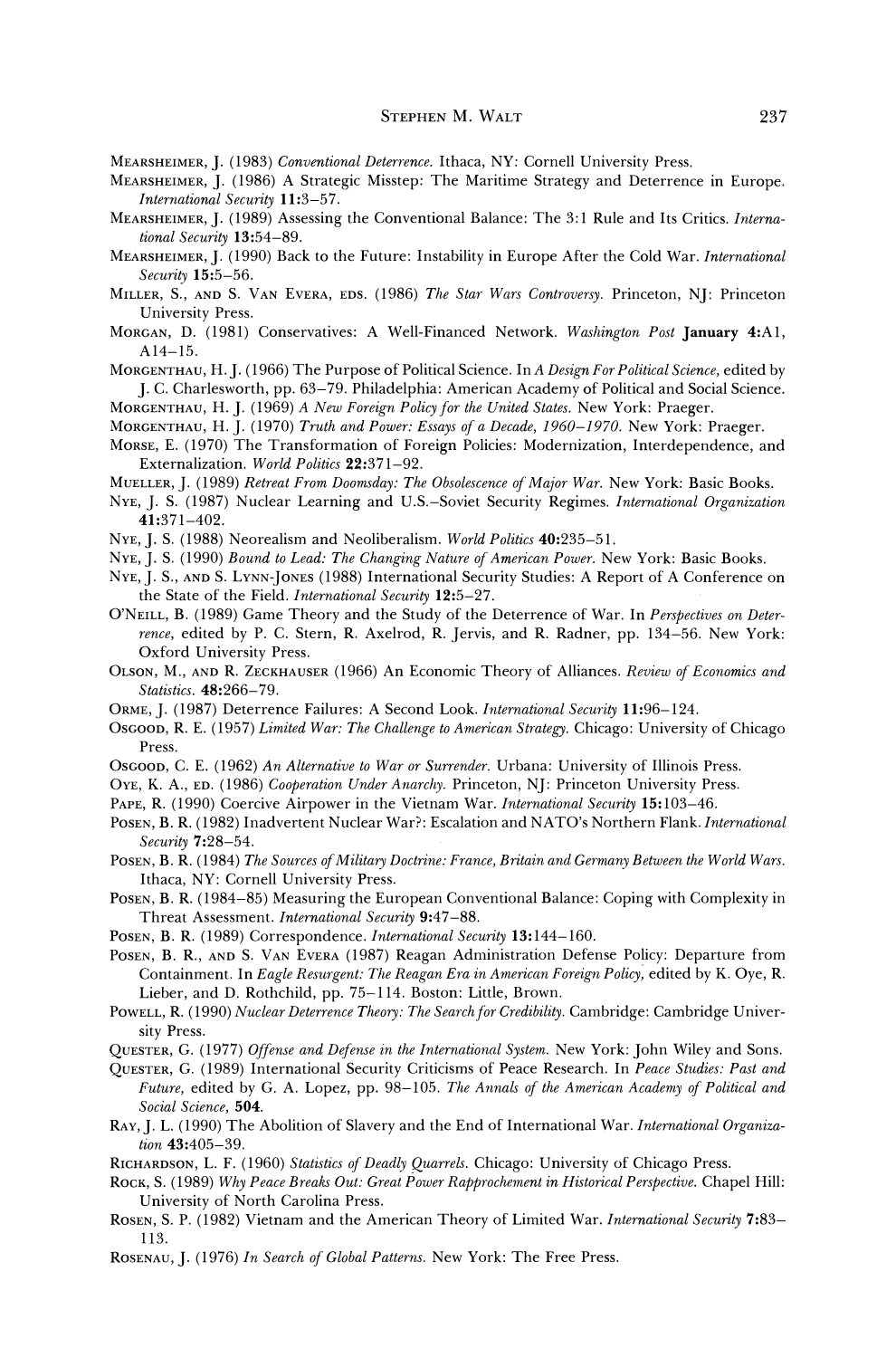MEARSHEIMER, J. (1983) *Conventional Deterrence.* Ithaca, NY: Cornell University Press.

MEARSHEIMER, J. (1986) A Strategic Misstep: The Maritime Strategy and Deterrence in Europe. *International Security* **11**:3–57.

MEARSHEIMER, J. (1989) Assessing the Conventional Balance: The 3:1 Rule and Its Critics. *International Security* **13**:54–89.

MEARSHEIMER, J. (1990) Back to the Future: Instability in Europe After the Cold War. *International Security* **15**:5–56.

MILLER, S., AND S. VAN EVERA, EDS. (1986) *The Star Wars Controversy.* Princeton, NJ: Princeton University Press.

MORGAN, D. (1981) Conservatives: A Well-Financed Network. *Washington Post* **January 4**:A1, A14–15.

MORGENTHAU, H. J. (1966) The Purpose of Political Science. In *A Design For Political Science,* edited by J. C. Charlesworth, pp. 63–79. Philadelphia: American Academy of Political and Social Science.

MORGENTHAU, H. J. (1969) *A New Foreign Policy for the United States.* New York: Praeger.

MORGENTHAU, H. J. (1970) *Truth and Power: Essays of a Decade, 1960–1970.* New York: Praeger.

MORSE, E. (1970) The Transformation of Foreign Policies: Modernization, Interdependence, and Externalization. *World Politics* **22**:371–92.

MUELLER, J. (1989) *Retreat From Doomsday: The Obsolescence of Major War.* New York: Basic Books.

NYE, J. S. (1987) Nuclear Learning and U.S.–Soviet Security Regimes. *International Organization* **41**:371–402.

NYE, J. S. (1988) Neorealism and Neoliberalism. *World Politics* **40**:235–51.

NYE, J. S. (1990) *Bound to Lead: The Changing Nature of American Power.* New York: Basic Books.

NYE, J. S., AND S. LYNN-JONES (1988) International Security Studies: A Report of A Conference on the State of the Field. *International Security* **12**:5–27.

O'NEILL, B. (1989) Game Theory and the Study of the Deterrence of War. In *Perspectives on Deterrence,* edited by P. C. Stern, R. Axelrod, R. Jervis, and R. Radner, pp. 134–56. New York: Oxford University Press.

OLSON, M., AND R. ZECKHAUSER (1966) An Economic Theory of Alliances. *Review of Economics and Statistics.* **48**:266–79.

ORME, J. (1987) Deterrence Failures: A Second Look. *International Security* **11**:96–124.

OSGOOD, R. E. (1957) *Limited War: The Challenge to American Strategy.* Chicago: University of Chicago Press.

OSGOOD, C. E. (1962) *An Alternative to War or Surrender.* Urbana: University of Illinois Press.

OYE, K. A., ED. (1986) *Cooperation Under Anarchy.* Princeton, NJ: Princeton University Press.

PAPE, R. (1990) Coercive Airpower in the Vietnam War. *International Security* **15**:103–46.

POSEN, B. R. (1982) Inadvertent Nuclear War?: Escalation and NATO's Northern Flank. *International Security* **7**:28–54.

POSEN, B. R. (1984) *The Sources of Military Doctrine: France, Britain and Germany Between the World Wars.* Ithaca, NY: Cornell University Press.

POSEN, B. R. (1984–85) Measuring the European Conventional Balance: Coping with Complexity in Threat Assessment. *International Security* **9**:47–88.

POSEN, B. R. (1989) Correspondence. *International Security* **13**:144–160.

POSEN, B. R., AND S. VAN EVERA (1987) Reagan Administration Defense Policy: Departure from Containment. In *Eagle Resurgent: The Reagan Era in American Foreign Policy,* edited by K. Oye, R. Lieber, and D. Rothchild, pp. 75–114. Boston: Little, Brown.

POWELL, R. (1990) *Nuclear Deterrence Theory: The Search for Credibility.* Cambridge: Cambridge University Press.

QUESTER, G. (1977) *Offense and Defense in the International System.* New York: John Wiley and Sons.

QUESTER, G. (1989) International Security Criticisms of Peace Research. In *Peace Studies: Past and Future,* edited by G. A. Lopez, pp. 98–105. *The Annals of the American Academy of Political and Social Science,* **504**.

RAY, J. L. (1990) The Abolition of Slavery and the End of International War. *International Organization* **43**:405–39.

RICHARDSON, L. F. (1960) *Statistics of Deadly Quarrels.* Chicago: University of Chicago Press.

ROCK, S. (1989) *Why Peace Breaks Out: Great Power Rapprochement in Historical Perspective.* Chapel Hill: University of North Carolina Press.

ROSEN, S. P. (1982) Vietnam and the American Theory of Limited War. *International Security* **7**:83–113.

ROSENAU, J. (1976) *In Search of Global Patterns.* New York: The Free Press.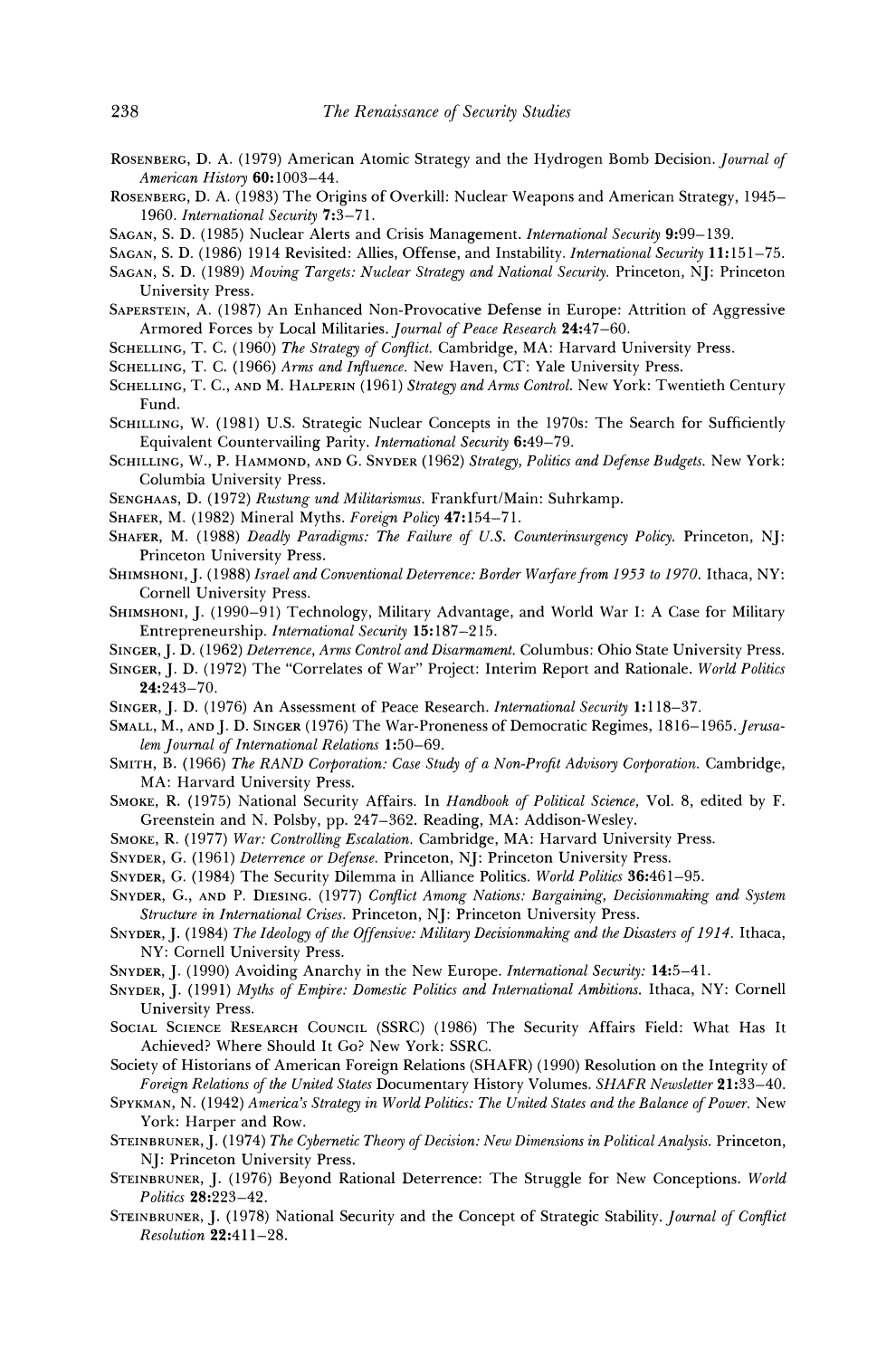Rosenberg, D. A. (1979) American Atomic Strategy and the Hydrogen Bomb Decision. *Journal of American History* **60**:1003–44.

Rosenberg, D. A. (1983) The Origins of Overkill: Nuclear Weapons and American Strategy, 1945–1960. *International Security* **7**:3–71.

Sagan, S. D. (1985) Nuclear Alerts and Crisis Management. *International Security* **9**:99–139.

Sagan, S. D. (1986) 1914 Revisited: Allies, Offense, and Instability. *International Security* **11**:151–75.

Sagan, S. D. (1989) *Moving Targets: Nuclear Strategy and National Security.* Princeton, NJ: Princeton University Press.

Saperstein, A. (1987) An Enhanced Non-Provocative Defense in Europe: Attrition of Aggressive Armored Forces by Local Militaries. *Journal of Peace Research* **24**:47–60.

Schelling, T. C. (1960) *The Strategy of Conflict.* Cambridge, MA: Harvard University Press.

Schelling, T. C. (1966) *Arms and Influence.* New Haven, CT: Yale University Press.

Schelling, T. C., and M. Halperin (1961) *Strategy and Arms Control.* New York: Twentieth Century Fund.

Schilling, W. (1981) U.S. Strategic Nuclear Concepts in the 1970s: The Search for Sufficiently Equivalent Countervailing Parity. *International Security* **6**:49–79.

Schilling, W., P. Hammond, and G. Snyder (1962) *Strategy, Politics and Defense Budgets.* New York: Columbia University Press.

Senghaas, D. (1972) *Rustung und Militarismus.* Frankfurt/Main: Suhrkamp.

Shafer, M. (1982) Mineral Myths. *Foreign Policy* **47**:154–71.

Shafer, M. (1988) *Deadly Paradigms: The Failure of U.S. Counterinsurgency Policy.* Princeton, NJ: Princeton University Press.

Shimshoni, J. (1988) *Israel and Conventional Deterrence: Border Warfare from 1953 to 1970.* Ithaca, NY: Cornell University Press.

Shimshoni, J. (1990–91) Technology, Military Advantage, and World War I: A Case for Military Entrepreneurship. *International Security* **15**:187–215.

Singer, J. D. (1962) *Deterrence, Arms Control and Disarmament.* Columbus: Ohio State University Press.

Singer, J. D. (1972) The "Correlates of War" Project: Interim Report and Rationale. *World Politics* **24**:243–70.

Singer, J. D. (1976) An Assessment of Peace Research. *International Security* **1**:118–37.

Small, M., and J. D. Singer (1976) The War-Proneness of Democratic Regimes, 1816–1965. *Jerusalem Journal of International Relations* **1**:50–69.

Smith, B. (1966) *The RAND Corporation: Case Study of a Non-Profit Advisory Corporation.* Cambridge, MA: Harvard University Press.

Smoke, R. (1975) National Security Affairs. In *Handbook of Political Science,* Vol. 8, edited by F. Greenstein and N. Polsby, pp. 247–362. Reading, MA: Addison-Wesley.

Smoke, R. (1977) *War: Controlling Escalation.* Cambridge, MA: Harvard University Press.

Snyder, G. (1961) *Deterrence or Defense.* Princeton, NJ: Princeton University Press.

Snyder, G. (1984) The Security Dilemma in Alliance Politics. *World Politics* **36**:461–95.

Snyder, G., and P. Diesing. (1977) *Conflict Among Nations: Bargaining, Decisionmaking and System Structure in International Crises.* Princeton, NJ: Princeton University Press.

Snyder, J. (1984) *The Ideology of the Offensive: Military Decisionmaking and the Disasters of 1914.* Ithaca, NY: Cornell University Press.

Snyder, J. (1990) Avoiding Anarchy in the New Europe. *International Security:* **14**:5–41.

Snyder, J. (1991) *Myths of Empire: Domestic Politics and International Ambitions.* Ithaca, NY: Cornell University Press.

Social Science Research Council (SSRC) (1986) The Security Affairs Field: What Has It Achieved? Where Should It Go? New York: SSRC.

Society of Historians of American Foreign Relations (SHAFR) (1990) Resolution on the Integrity of *Foreign Relations of the United States* Documentary History Volumes. *SHAFR Newsletter* **21**:33–40.

Spykman, N. (1942) *America's Strategy in World Politics: The United States and the Balance of Power.* New York: Harper and Row.

Steinbruner, J. (1974) *The Cybernetic Theory of Decision: New Dimensions in Political Analysis.* Princeton, NJ: Princeton University Press.

Steinbruner, J. (1976) Beyond Rational Deterrence: The Struggle for New Conceptions. *World Politics* **28**:223–42.

Steinbruner, J. (1978) National Security and the Concept of Strategic Stability. *Journal of Conflict Resolution* **22**:411–28.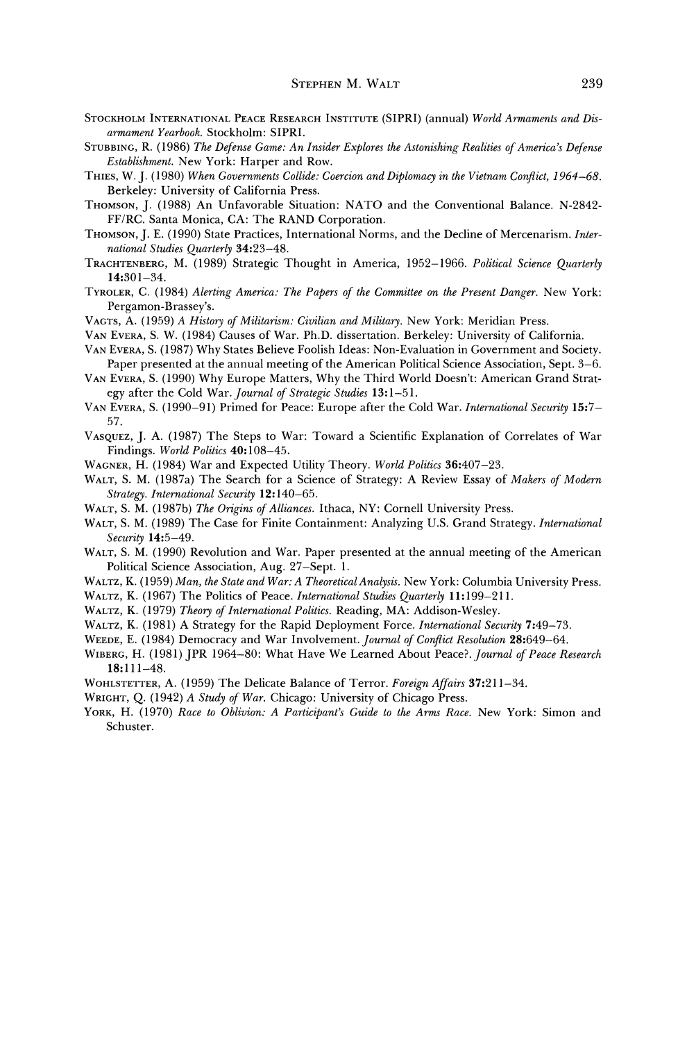STOCKHOLM INTERNATIONAL PEACE RESEARCH INSTITUTE (SIPRI) (annual) *World Armaments and Disarmament Yearbook*. Stockholm: SIPRI.

STUBBING, R. (1986) *The Defense Game: An Insider Explores the Astonishing Realities of America's Defense Establishment*. New York: Harper and Row.

THIES, W. J. (1980) *When Governments Collide: Coercion and Diplomacy in the Vietnam Conflict, 1964–68*. Berkeley: University of California Press.

THOMSON, J. (1988) An Unfavorable Situation: NATO and the Conventional Balance. N-2842-FF/RC. Santa Monica, CA: The RAND Corporation.

THOMSON, J. E. (1990) State Practices, International Norms, and the Decline of Mercenarism. *International Studies Quarterly* **34**:23–48.

TRACHTENBERG, M. (1989) Strategic Thought in America, 1952–1966. *Political Science Quarterly* **14**:301–34.

TYROLER, C. (1984) *Alerting America: The Papers of the Committee on the Present Danger*. New York: Pergamon-Brassey's.

VAGTS, A. (1959) *A History of Militarism: Civilian and Military*. New York: Meridian Press.

VAN EVERA, S. W. (1984) Causes of War. Ph.D. dissertation. Berkeley: University of California.

VAN EVERA, S. (1987) Why States Believe Foolish Ideas: Non-Evaluation in Government and Society. Paper presented at the annual meeting of the American Political Science Association, Sept. 3–6.

VAN EVERA, S. (1990) Why Europe Matters, Why the Third World Doesn't: American Grand Strategy after the Cold War. *Journal of Strategic Studies* **13**:1–51.

VAN EVERA, S. (1990–91) Primed for Peace: Europe after the Cold War. *International Security* **15**:7–57.

VASQUEZ, J. A. (1987) The Steps to War: Toward a Scientific Explanation of Correlates of War Findings. *World Politics* **40**:108–45.

WAGNER, H. (1984) War and Expected Utility Theory. *World Politics* **36**:407–23.

WALT, S. M. (1987a) The Search for a Science of Strategy: A Review Essay of *Makers of Modern Strategy*. *International Security* **12**:140–65.

WALT, S. M. (1987b) *The Origins of Alliances*. Ithaca, NY: Cornell University Press.

WALT, S. M. (1989) The Case for Finite Containment: Analyzing U.S. Grand Strategy. *International Security* **14**:5–49.

WALT, S. M. (1990) Revolution and War. Paper presented at the annual meeting of the American Political Science Association, Aug. 27–Sept. 1.

WALTZ, K. (1959) *Man, the State and War: A Theoretical Analysis*. New York: Columbia University Press.

WALTZ, K. (1967) The Politics of Peace. *International Studies Quarterly* **11**:199–211.

WALTZ, K. (1979) *Theory of International Politics*. Reading, MA: Addison-Wesley.

WALTZ, K. (1981) A Strategy for the Rapid Deployment Force. *International Security* **7**:49–73.

WEEDE, E. (1984) Democracy and War Involvement. *Journal of Conflict Resolution* **28**:649–64.

WIBERG, H. (1981) JPR 1964–80: What Have We Learned About Peace?. *Journal of Peace Research* **18**:111–48.

WOHLSTETTER, A. (1959) The Delicate Balance of Terror. *Foreign Affairs* **37**:211–34.

WRIGHT, Q. (1942) *A Study of War*. Chicago: University of Chicago Press.

YORK, H. (1970) *Race to Oblivion: A Participant's Guide to the Arms Race*. New York: Simon and Schuster.